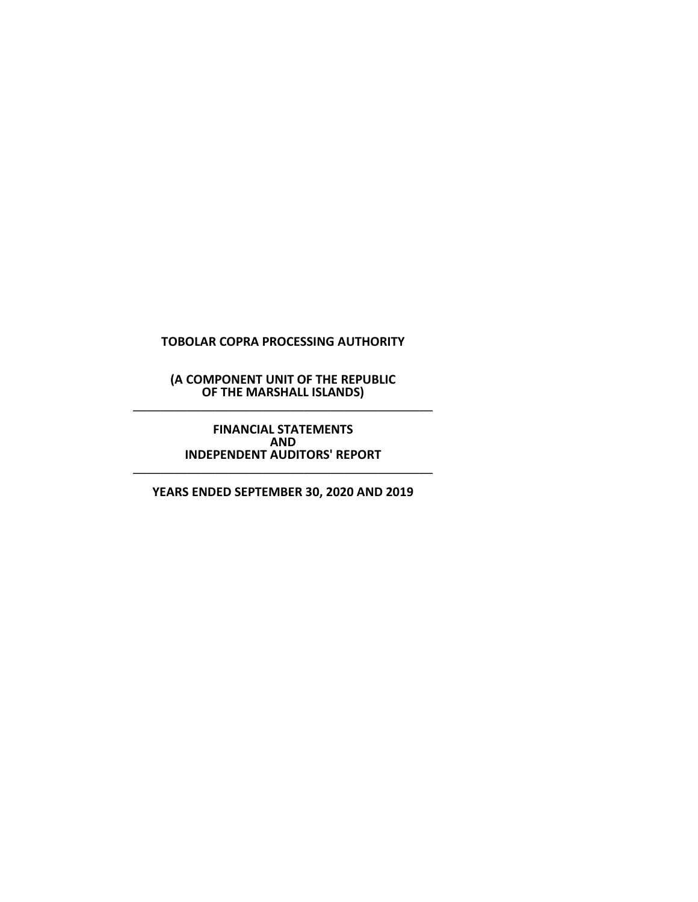# TOBOLAR COPRA PROCESSING AUTHORITY

**(A COMPONENT UNIT OF THE REPUBLIC OF THE MARSHALL ISLANDS)**

---

**FINANCIAL STATEMENTS AND INDEPENDENT AUDITORS' REPORT**

---

**YEARS ENDED SEPTEMBER 30, 2020 AND 2019**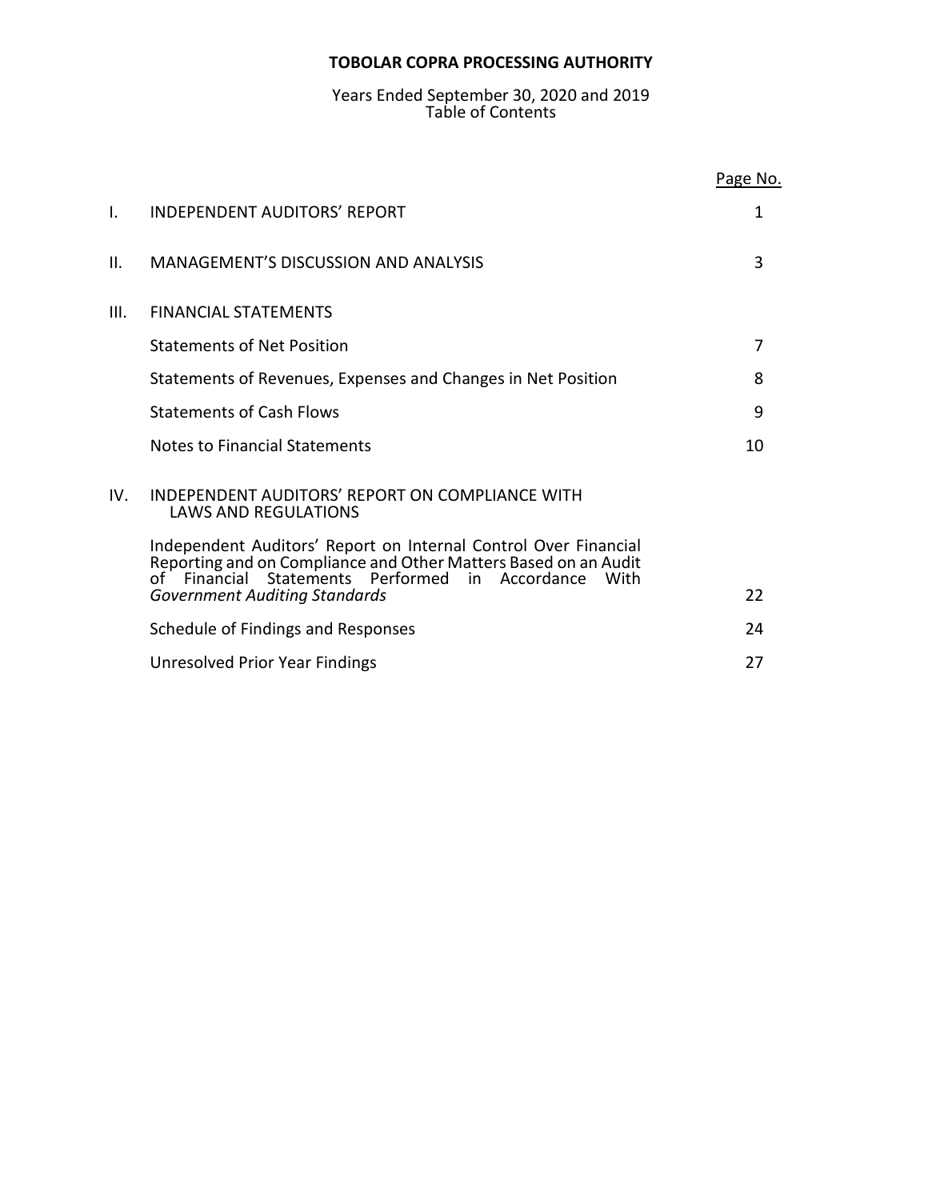# TOBOLAR COPRA PROCESSING AUTHORITY

Years Ended September 30, 2020 and 2019
Table of Contents

| | | Page No. |
|---|---|---|
| I. | INDEPENDENT AUDITORS' REPORT | 1 |
| II. | MANAGEMENT'S DISCUSSION AND ANALYSIS | 3 |
| III. | FINANCIAL STATEMENTS | |
| | Statements of Net Position | 7 |
| | Statements of Revenues, Expenses and Changes in Net Position | 8 |
| | Statements of Cash Flows | 9 |
| | Notes to Financial Statements | 10 |
| IV. | INDEPENDENT AUDITORS' REPORT ON COMPLIANCE WITH LAWS AND REGULATIONS | |
| | Independent Auditors' Report on Internal Control Over Financial Reporting and on Compliance and Other Matters Based on an Audit of Financial Statements Performed in Accordance With *Government Auditing Standards* | 22 |
| | Schedule of Findings and Responses | 24 |
| | Unresolved Prior Year Findings | 27 |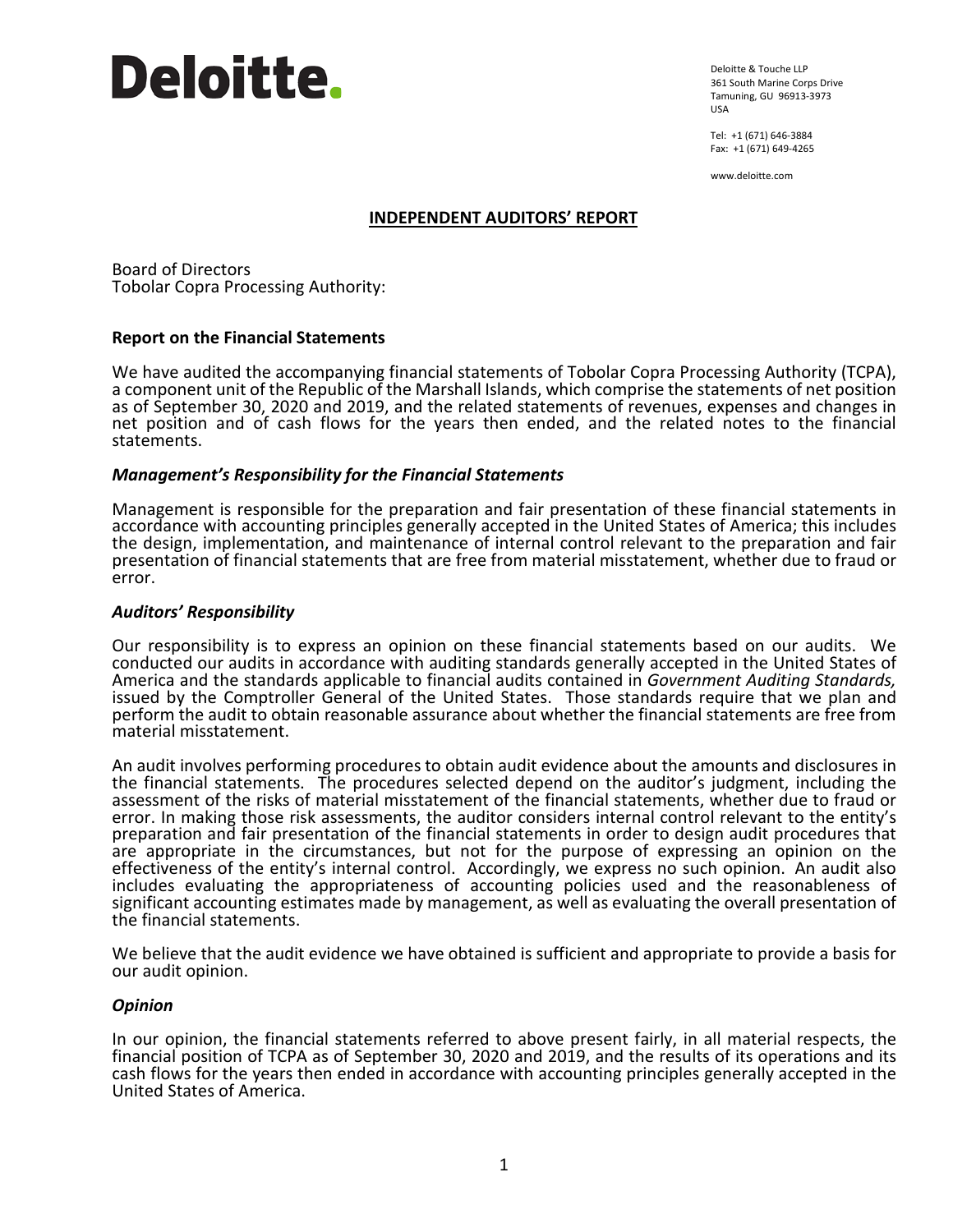Deloitte.

Deloitte & Touche LLP
361 South Marine Corps Drive
Tamuning, GU 96913-3973
USA

Tel: +1 (671) 646-3884
Fax: +1 (671) 649-4265

www.deloitte.com

## INDEPENDENT AUDITORS' REPORT

Board of Directors
Tobolar Copra Processing Authority:

### Report on the Financial Statements

We have audited the accompanying financial statements of Tobolar Copra Processing Authority (TCPA), a component unit of the Republic of the Marshall Islands, which comprise the statements of net position as of September 30, 2020 and 2019, and the related statements of revenues, expenses and changes in net position and of cash flows for the years then ended, and the related notes to the financial statements.

### *Management's Responsibility for the Financial Statements*

Management is responsible for the preparation and fair presentation of these financial statements in accordance with accounting principles generally accepted in the United States of America; this includes the design, implementation, and maintenance of internal control relevant to the preparation and fair presentation of financial statements that are free from material misstatement, whether due to fraud or error.

### *Auditors' Responsibility*

Our responsibility is to express an opinion on these financial statements based on our audits. We conducted our audits in accordance with auditing standards generally accepted in the United States of America and the standards applicable to financial audits contained in *Government Auditing Standards,* issued by the Comptroller General of the United States. Those standards require that we plan and perform the audit to obtain reasonable assurance about whether the financial statements are free from material misstatement.

An audit involves performing procedures to obtain audit evidence about the amounts and disclosures in the financial statements. The procedures selected depend on the auditor's judgment, including the assessment of the risks of material misstatement of the financial statements, whether due to fraud or error. In making those risk assessments, the auditor considers internal control relevant to the entity's preparation and fair presentation of the financial statements in order to design audit procedures that are appropriate in the circumstances, but not for the purpose of expressing an opinion on the effectiveness of the entity's internal control. Accordingly, we express no such opinion. An audit also includes evaluating the appropriateness of accounting policies used and the reasonableness of significant accounting estimates made by management, as well as evaluating the overall presentation of the financial statements.

We believe that the audit evidence we have obtained is sufficient and appropriate to provide a basis for our audit opinion.

### *Opinion*

In our opinion, the financial statements referred to above present fairly, in all material respects, the financial position of TCPA as of September 30, 2020 and 2019, and the results of its operations and its cash flows for the years then ended in accordance with accounting principles generally accepted in the United States of America.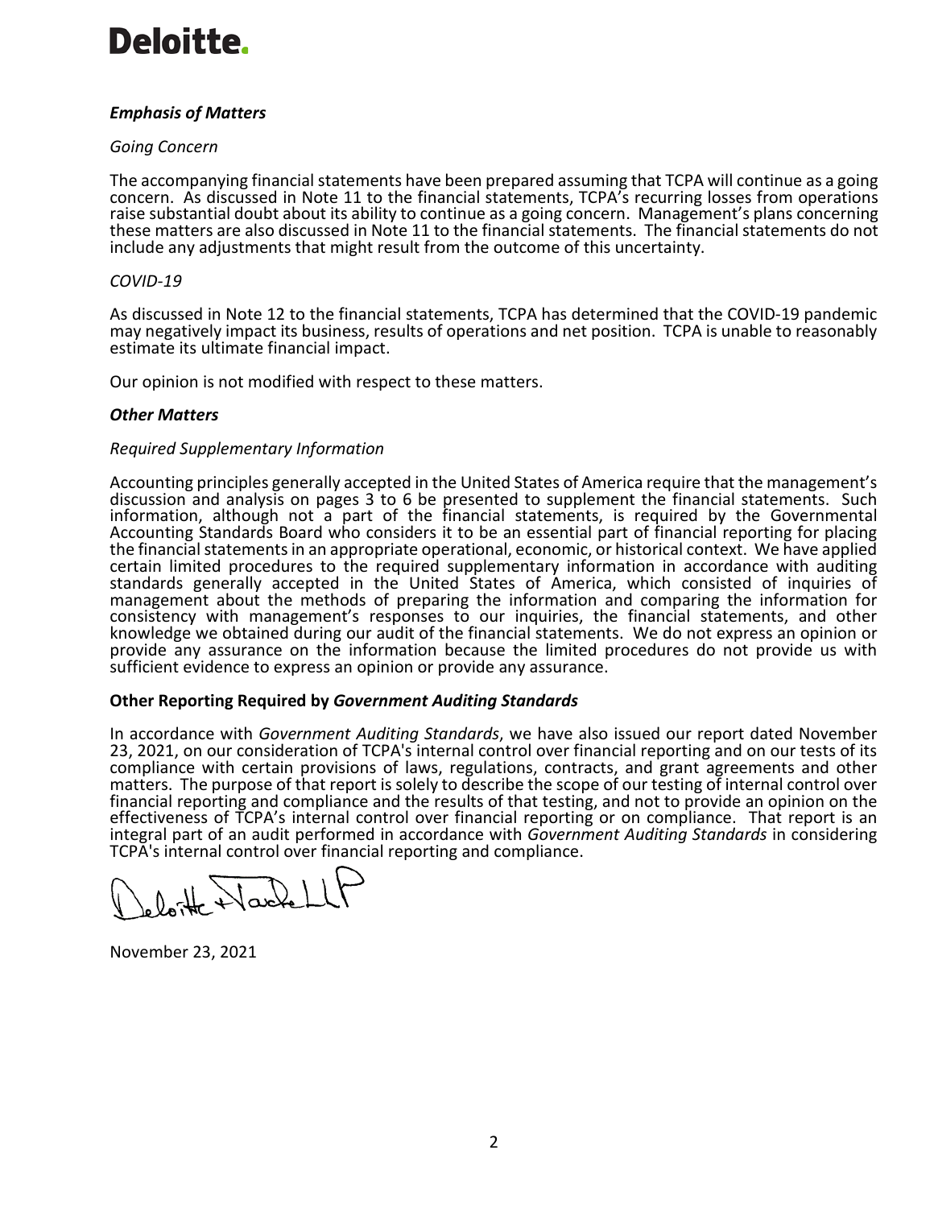### *Emphasis of Matters*

*Going Concern*

The accompanying financial statements have been prepared assuming that TCPA will continue as a going concern. As discussed in Note 11 to the financial statements, TCPA's recurring losses from operations raise substantial doubt about its ability to continue as a going concern. Management's plans concerning these matters are also discussed in Note 11 to the financial statements. The financial statements do not include any adjustments that might result from the outcome of this uncertainty.

*COVID-19*

As discussed in Note 12 to the financial statements, TCPA has determined that the COVID-19 pandemic may negatively impact its business, results of operations and net position. TCPA is unable to reasonably estimate its ultimate financial impact.

Our opinion is not modified with respect to these matters.

### *Other Matters*

*Required Supplementary Information*

Accounting principles generally accepted in the United States of America require that the management's discussion and analysis on pages 3 to 6 be presented to supplement the financial statements. Such information, although not a part of the financial statements, is required by the Governmental Accounting Standards Board who considers it to be an essential part of financial reporting for placing the financial statements in an appropriate operational, economic, or historical context. We have applied certain limited procedures to the required supplementary information in accordance with auditing standards generally accepted in the United States of America, which consisted of inquiries of management about the methods of preparing the information and comparing the information for consistency with management's responses to our inquiries, the financial statements, and other knowledge we obtained during our audit of the financial statements. We do not express an opinion or provide any assurance on the information because the limited procedures do not provide us with sufficient evidence to express an opinion or provide any assurance.

### Other Reporting Required by *Government Auditing Standards*

In accordance with *Government Auditing Standards*, we have also issued our report dated November 23, 2021, on our consideration of TCPA's internal control over financial reporting and on our tests of its compliance with certain provisions of laws, regulations, contracts, and grant agreements and other matters. The purpose of that report is solely to describe the scope of our testing of internal control over financial reporting and compliance and the results of that testing, and not to provide an opinion on the effectiveness of TCPA's internal control over financial reporting or on compliance. That report is an integral part of an audit performed in accordance with *Government Auditing Standards* in considering TCPA's internal control over financial reporting and compliance.

Deloitte & Touche LLP

November 23, 2021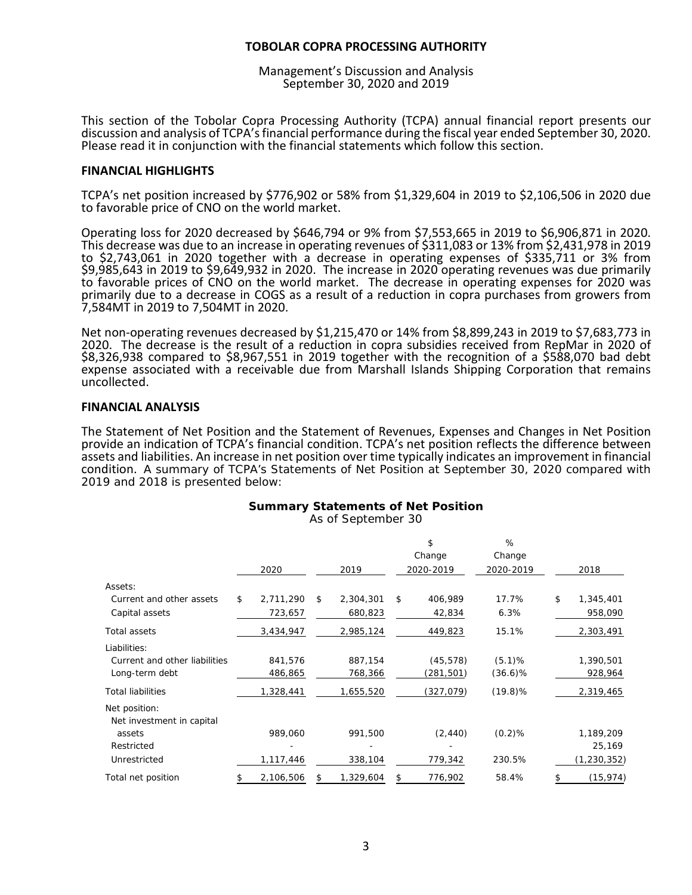# TOBOLAR COPRA PROCESSING AUTHORITY

Management's Discussion and Analysis
September 30, 2020 and 2019

This section of the Tobolar Copra Processing Authority (TCPA) annual financial report presents our discussion and analysis of TCPA's financial performance during the fiscal year ended September 30, 2020. Please read it in conjunction with the financial statements which follow this section.

## FINANCIAL HIGHLIGHTS

TCPA's net position increased by $776,902 or 58% from $1,329,604 in 2019 to $2,106,506 in 2020 due to favorable price of CNO on the world market.

Operating loss for 2020 decreased by $646,794 or 9% from $7,553,665 in 2019 to $6,906,871 in 2020. This decrease was due to an increase in operating revenues of $311,083 or 13% from $2,431,978 in 2019 to $2,743,061 in 2020 together with a decrease in operating expenses of $335,711 or 3% from $9,985,643 in 2019 to $9,649,932 in 2020. The increase in 2020 operating revenues was due primarily to favorable prices of CNO on the world market. The decrease in operating expenses for 2020 was primarily due to a decrease in COGS as a result of a reduction in copra purchases from growers from 7,584MT in 2019 to 7,504MT in 2020.

Net non-operating revenues decreased by $1,215,470 or 14% from $8,899,243 in 2019 to $7,683,773 in 2020. The decrease is the result of a reduction in copra subsidies received from RepMar in 2020 of $8,326,938 compared to $8,967,551 in 2019 together with the recognition of a $588,070 bad debt expense associated with a receivable due from Marshall Islands Shipping Corporation that remains uncollected.

## FINANCIAL ANALYSIS

The Statement of Net Position and the Statement of Revenues, Expenses and Changes in Net Position provide an indication of TCPA's financial condition. TCPA's net position reflects the difference between assets and liabilities. An increase in net position over time typically indicates an improvement in financial condition. A summary of TCPA's Statements of Net Position at September 30, 2020 compared with 2019 and 2018 is presented below:

**Summary Statements of Net Position**
As of September 30

| | 2020 | 2019 | $ Change 2020-2019 | % Change 2020-2019 | 2018 |
|---|---|---|---|---|---|
| Assets: | | | | | |
| Current and other assets | $ 2,711,290 | $ 2,304,301 | $ 406,989 | 17.7% | $ 1,345,401 |
| Capital assets | 723,657 | 680,823 | 42,834 | 6.3% | 958,090 |
| Total assets | 3,434,947 | 2,985,124 | 449,823 | 15.1% | 2,303,491 |
| Liabilities: | | | | | |
| Current and other liabilities | 841,576 | 887,154 | (45,578) | (5.1)% | 1,390,501 |
| Long-term debt | 486,865 | 768,366 | (281,501) | (36.6)% | 928,964 |
| Total liabilities | 1,328,441 | 1,655,520 | (327,079) | (19.8)% | 2,319,465 |
| Net position: | | | | | |
| Net investment in capital assets | 989,060 | 991,500 | (2,440) | (0.2)% | 1,189,209 |
| Restricted | - | - | - | | 25,169 |
| Unrestricted | 1,117,446 | 338,104 | 779,342 | 230.5% | (1,230,352) |
| Total net position | $ 2,106,506 | $ 1,329,604 | $ 776,902 | 58.4% | $ (15,974) |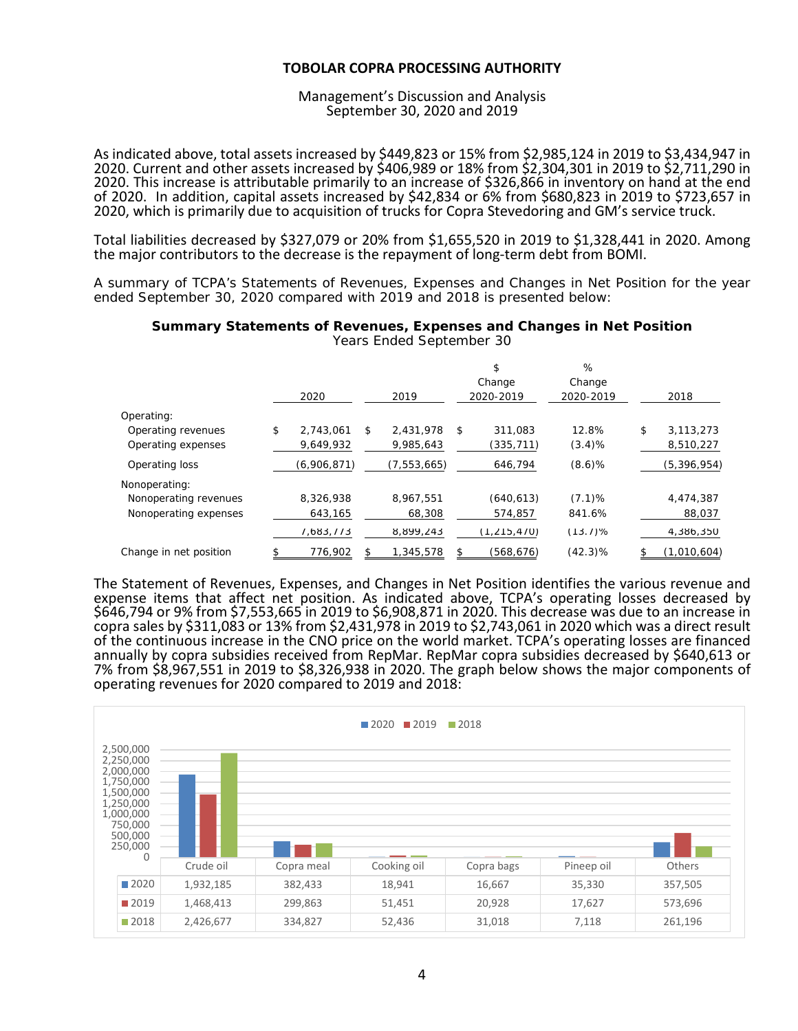# TOBOLAR COPRA PROCESSING AUTHORITY

Management's Discussion and Analysis
September 30, 2020 and 2019

As indicated above, total assets increased by $449,823 or 15% from $2,985,124 in 2019 to $3,434,947 in 2020. Current and other assets increased by $406,989 or 18% from $2,304,301 in 2019 to $2,711,290 in 2020. This increase is attributable primarily to an increase of $326,866 in inventory on hand at the end of 2020. In addition, capital assets increased by $42,834 or 6% from $680,823 in 2019 to $723,657 in 2020, which is primarily due to acquisition of trucks for Copra Stevedoring and GM's service truck.

Total liabilities decreased by $327,079 or 20% from $1,655,520 in 2019 to $1,328,441 in 2020. Among the major contributors to the decrease is the repayment of long-term debt from BOMI.

A summary of TCPA's Statements of Revenues, Expenses and Changes in Net Position for the year ended September 30, 2020 compared with 2019 and 2018 is presented below:

**Summary Statements of Revenues, Expenses and Changes in Net Position**
Years Ended September 30

| | 2020 | 2019 | $ Change 2020-2019 | % Change 2020-2019 | 2018 |
|---|---|---|---|---|---|
| Operating: | | | | | |
| Operating revenues | $ 2,743,061 | $ 2,431,978 | $ 311,083 | 12.8% | $ 3,113,273 |
| Operating expenses | 9,649,932 | 9,985,643 | (335,711) | (3.4)% | 8,510,227 |
| Operating loss | (6,906,871) | (7,553,665) | 646,794 | (8.6)% | (5,396,954) |
| Nonoperating: | | | | | |
| Nonoperating revenues | 8,326,938 | 8,967,551 | (640,613) | (7.1)% | 4,474,387 |
| Nonoperating expenses | 643,165 | 68,308 | 574,857 | 841.6% | 88,037 |
| | 7,683,773 | 8,899,243 | (1,215,470) | (13.7)% | 4,386,350 |
| Change in net position | $ 776,902 | $ 1,345,578 | $ (568,676) | (42.3)% | $ (1,010,604) |

The Statement of Revenues, Expenses, and Changes in Net Position identifies the various revenue and expense items that affect net position. As indicated above, TCPA's operating losses decreased by $646,794 or 9% from $7,553,665 in 2019 to $6,908,871 in 2020. This decrease was due to an increase in copra sales by $311,083 or 13% from $2,431,978 in 2019 to $2,743,061 in 2020 which was a direct result of the continuous increase in the CNO price on the world market. TCPA's operating losses are financed annually by copra subsidies received from RepMar. RepMar copra subsidies decreased by $640,613 or 7% from $8,967,551 in 2019 to $8,326,938 in 2020. The graph below shows the major components of operating revenues for 2020 compared to 2019 and 2018:

| | Crude oil | Copra meal | Cooking oil | Copra bags | Pineep oil | Others |
|---|---|---|---|---|---|---|
| 2020 | 1,932,185 | 382,433 | 18,941 | 16,667 | 35,330 | 357,505 |
| 2019 | 1,468,413 | 299,863 | 51,451 | 20,928 | 17,627 | 573,696 |
| 2018 | 2,426,677 | 334,827 | 52,436 | 31,018 | 7,118 | 261,196 |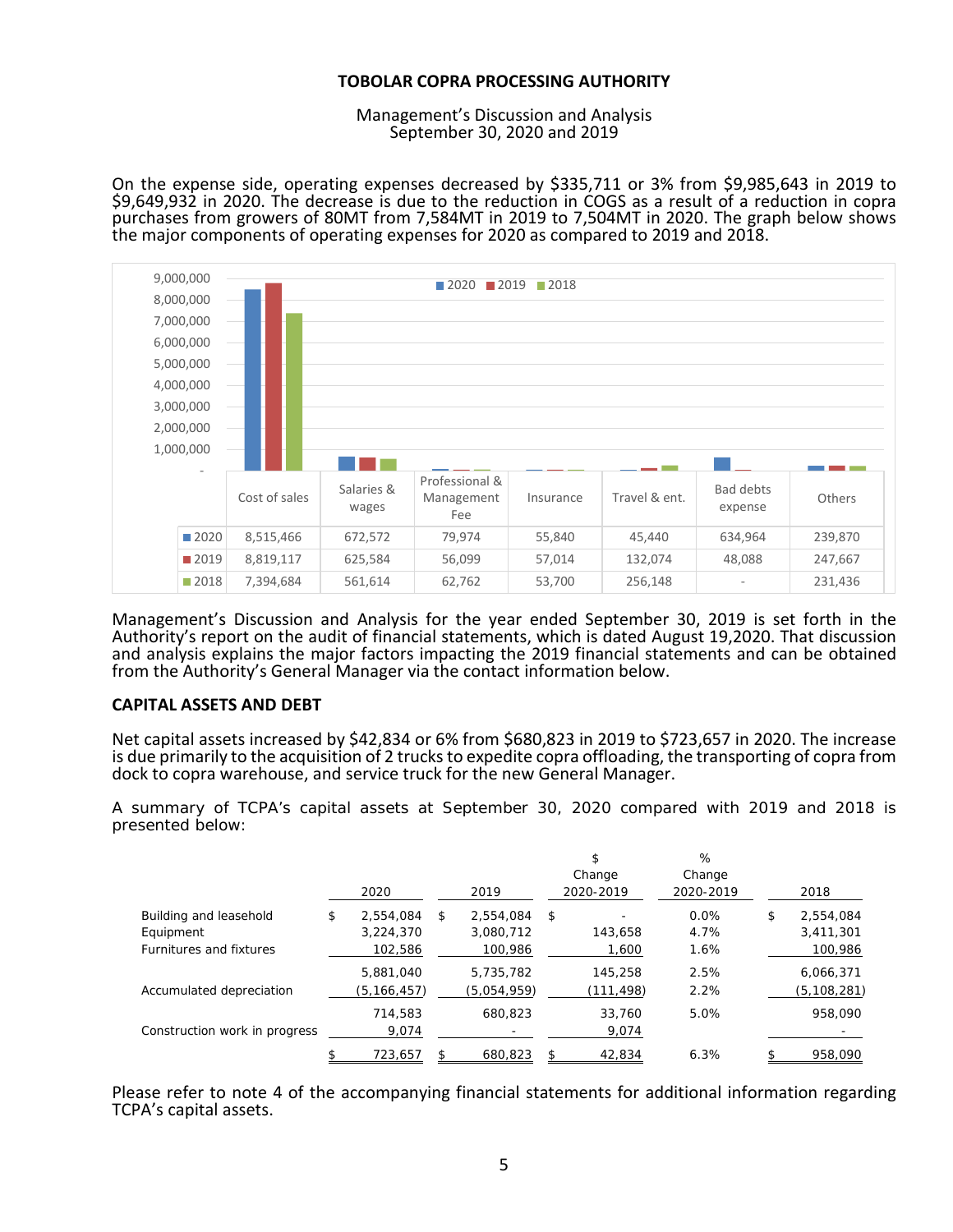# TOBOLAR COPRA PROCESSING AUTHORITY

Management's Discussion and Analysis
September 30, 2020 and 2019

On the expense side, operating expenses decreased by $335,711 or 3% from $9,985,643 in 2019 to $9,649,932 in 2020. The decrease is due to the reduction in COGS as a result of a reduction in copra purchases from growers of 80MT from 7,584MT in 2019 to 7,504MT in 2020. The graph below shows the major components of operating expenses for 2020 as compared to 2019 and 2018.

| | Cost of sales | Salaries & wages | Professional & Management Fee | Insurance | Travel & ent. | Bad debts expense | Others |
|---|---|---|---|---|---|---|---|
| 2020 | 8,515,466 | 672,572 | 79,974 | 55,840 | 45,440 | 634,964 | 239,870 |
| 2019 | 8,819,117 | 625,584 | 56,099 | 57,014 | 132,074 | 48,088 | 247,667 |
| 2018 | 7,394,684 | 561,614 | 62,762 | 53,700 | 256,148 | - | 231,436 |

Management's Discussion and Analysis for the year ended September 30, 2019 is set forth in the Authority's report on the audit of financial statements, which is dated August 19,2020. That discussion and analysis explains the major factors impacting the 2019 financial statements and can be obtained from the Authority's General Manager via the contact information below.

## CAPITAL ASSETS AND DEBT

Net capital assets increased by $42,834 or 6% from $680,823 in 2019 to $723,657 in 2020. The increase is due primarily to the acquisition of 2 trucks to expedite copra offloading, the transporting of copra from dock to copra warehouse, and service truck for the new General Manager.

A summary of TCPA's capital assets at September 30, 2020 compared with 2019 and 2018 is presented below:

| | 2020 | 2019 | $ Change 2020-2019 | % Change 2020-2019 | 2018 |
|---|---|---|---|---|---|
| Building and leasehold | $ 2,554,084 | $ 2,554,084 | $ - | 0.0% | $ 2,554,084 |
| Equipment | 3,224,370 | 3,080,712 | 143,658 | 4.7% | 3,411,301 |
| Furnitures and fixtures | 102,586 | 100,986 | 1,600 | 1.6% | 100,986 |
| | 5,881,040 | 5,735,782 | 145,258 | 2.5% | 6,066,371 |
| Accumulated depreciation | (5,166,457) | (5,054,959) | (111,498) | 2.2% | (5,108,281) |
| | 714,583 | 680,823 | 33,760 | 5.0% | 958,090 |
| Construction work in progress | 9,074 | - | 9,074 | | - |
| | $ 723,657 | $ 680,823 | $ 42,834 | 6.3% | $ 958,090 |

Please refer to note 4 of the accompanying financial statements for additional information regarding TCPA's capital assets.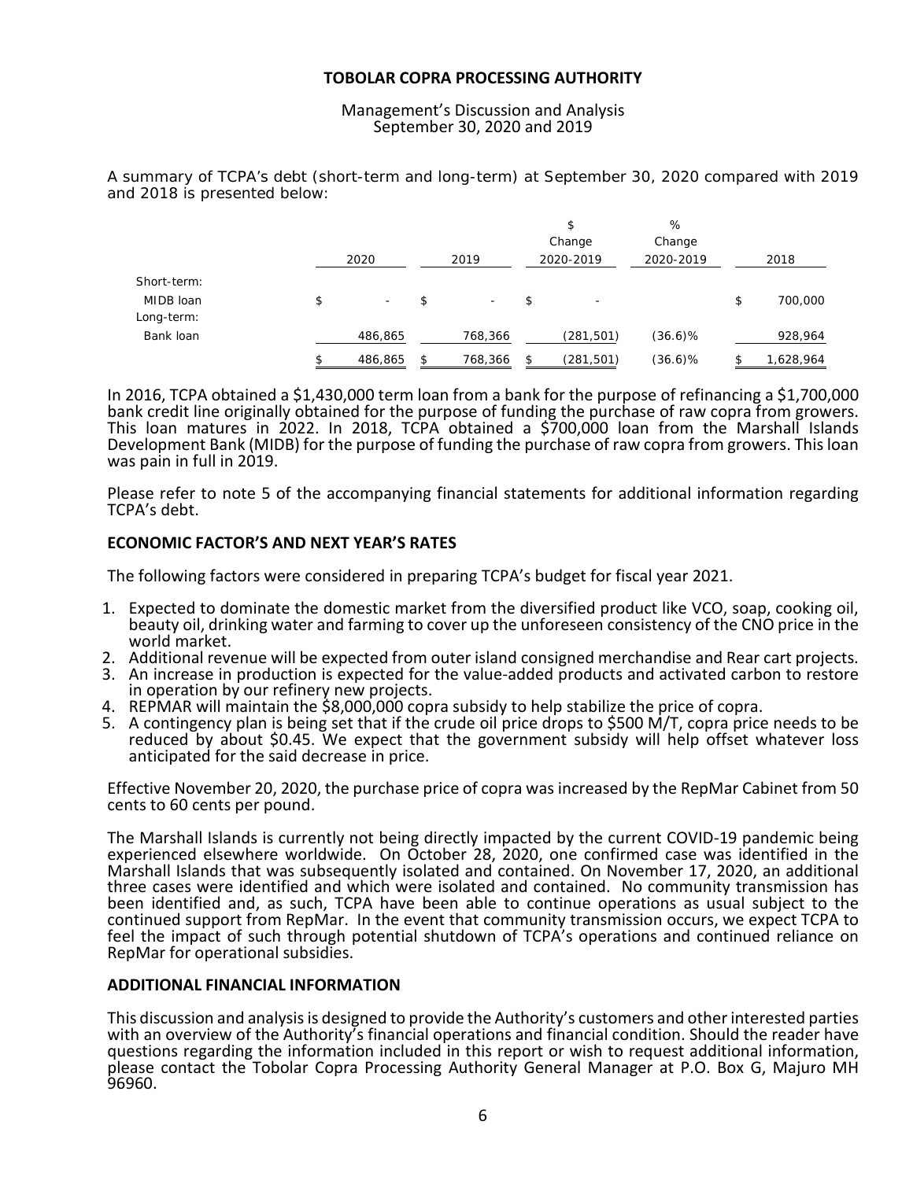# TOBOLAR COPRA PROCESSING AUTHORITY

Management's Discussion and Analysis
September 30, 2020 and 2019

A summary of TCPA's debt (short-term and long-term) at September 30, 2020 compared with 2019 and 2018 is presented below:

| | 2020 | 2019 | $ Change 2020-2019 | % Change 2020-2019 | 2018 |
|---|---|---|---|---|---|
| Short-term: | | | | | |
| MIDB loan | $ - | $ - | $ - | | $ 700,000 |
| Long-term: | | | | | |
| Bank loan | 486,865 | 768,366 | (281,501) | (36.6)% | 928,964 |
| | $ 486,865 | $ 768,366 | $ (281,501) | (36.6)% | $ 1,628,964 |

In 2016, TCPA obtained a $1,430,000 term loan from a bank for the purpose of refinancing a $1,700,000 bank credit line originally obtained for the purpose of funding the purchase of raw copra from growers. This loan matures in 2022. In 2018, TCPA obtained a $700,000 loan from the Marshall Islands Development Bank (MIDB) for the purpose of funding the purchase of raw copra from growers. This loan was pain in full in 2019.

Please refer to note 5 of the accompanying financial statements for additional information regarding TCPA's debt.

## ECONOMIC FACTOR'S AND NEXT YEAR'S RATES

The following factors were considered in preparing TCPA's budget for fiscal year 2021.

1. Expected to dominate the domestic market from the diversified product like VCO, soap, cooking oil, beauty oil, drinking water and farming to cover up the unforeseen consistency of the CNO price in the world market.
2. Additional revenue will be expected from outer island consigned merchandise and Rear cart projects.
3. An increase in production is expected for the value-added products and activated carbon to restore in operation by our refinery new projects.
4. REPMAR will maintain the $8,000,000 copra subsidy to help stabilize the price of copra.
5. A contingency plan is being set that if the crude oil price drops to $500 M/T, copra price needs to be reduced by about $0.45. We expect that the government subsidy will help offset whatever loss anticipated for the said decrease in price.

Effective November 20, 2020, the purchase price of copra was increased by the RepMar Cabinet from 50 cents to 60 cents per pound.

The Marshall Islands is currently not being directly impacted by the current COVID-19 pandemic being experienced elsewhere worldwide. On October 28, 2020, one confirmed case was identified in the Marshall Islands that was subsequently isolated and contained. On November 17, 2020, an additional three cases were identified and which were isolated and contained. No community transmission has been identified and, as such, TCPA have been able to continue operations as usual subject to the continued support from RepMar. In the event that community transmission occurs, we expect TCPA to feel the impact of such through potential shutdown of TCPA's operations and continued reliance on RepMar for operational subsidies.

## ADDITIONAL FINANCIAL INFORMATION

This discussion and analysis is designed to provide the Authority's customers and other interested parties with an overview of the Authority's financial operations and financial condition. Should the reader have questions regarding the information included in this report or wish to request additional information, please contact the Tobolar Copra Processing Authority General Manager at P.O. Box G, Majuro MH 96960.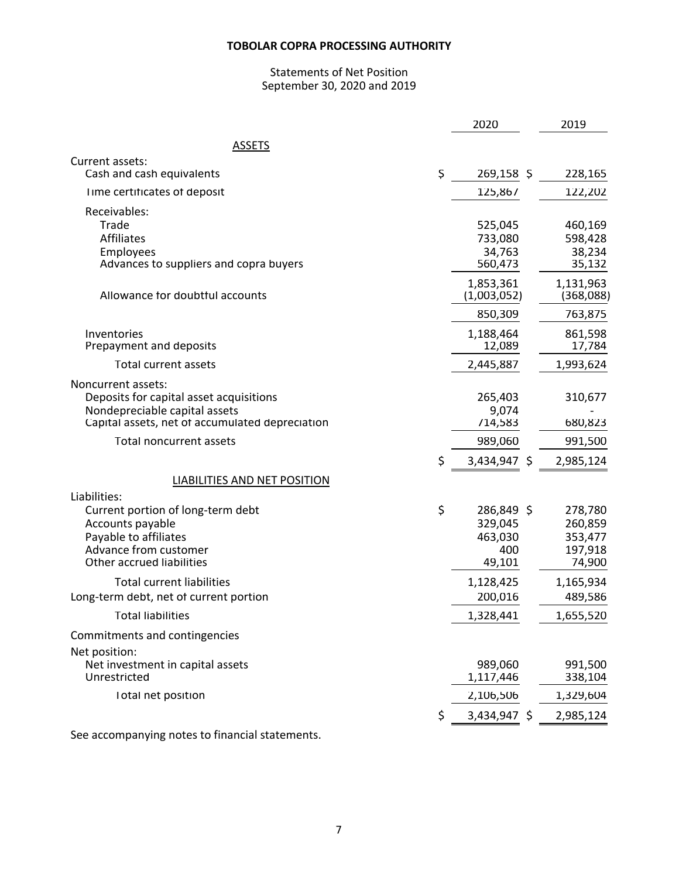# TOBOLAR COPRA PROCESSING AUTHORITY

Statements of Net Position
September 30, 2020 and 2019

| | 2020 | 2019 |
|---|---|---|
| **ASSETS** | | |
| Current assets: | | |
| Cash and cash equivalents | $ 269,158 | $ 228,165 |
| Time certificates of deposit | 125,867 | 122,202 |
| Receivables: | | |
| Trade | 525,045 | 460,169 |
| Affiliates | 733,080 | 598,428 |
| Employees | 34,763 | 38,234 |
| Advances to suppliers and copra buyers | 560,473 | 35,132 |
| | 1,853,361 | 1,131,963 |
| Allowance for doubtful accounts | (1,003,052) | (368,088) |
| | 850,309 | 763,875 |
| Inventories | 1,188,464 | 861,598 |
| Prepayment and deposits | 12,089 | 17,784 |
| Total current assets | 2,445,887 | 1,993,624 |
| Noncurrent assets: | | |
| Deposits for capital asset acquisitions | 265,403 | 310,677 |
| Nondepreciable capital assets | 9,074 | - |
| Capital assets, net of accumulated depreciation | 714,583 | 680,823 |
| Total noncurrent assets | 989,060 | 991,500 |
| | $ 3,434,947 | $ 2,985,124 |
| **LIABILITIES AND NET POSITION** | | |
| Liabilities: | | |
| Current portion of long-term debt | $ 286,849 | $ 278,780 |
| Accounts payable | 329,045 | 260,859 |
| Payable to affiliates | 463,030 | 353,477 |
| Advance from customer | 400 | 197,918 |
| Other accrued liabilities | 49,101 | 74,900 |
| Total current liabilities | 1,128,425 | 1,165,934 |
| Long-term debt, net of current portion | 200,016 | 489,586 |
| Total liabilities | 1,328,441 | 1,655,520 |
| Commitments and contingencies | | |
| Net position: | | |
| Net investment in capital assets | 989,060 | 991,500 |
| Unrestricted | 1,117,446 | 338,104 |
| Total net position | 2,106,506 | 1,329,604 |
| | $ 3,434,947 | $ 2,985,124 |

See accompanying notes to financial statements.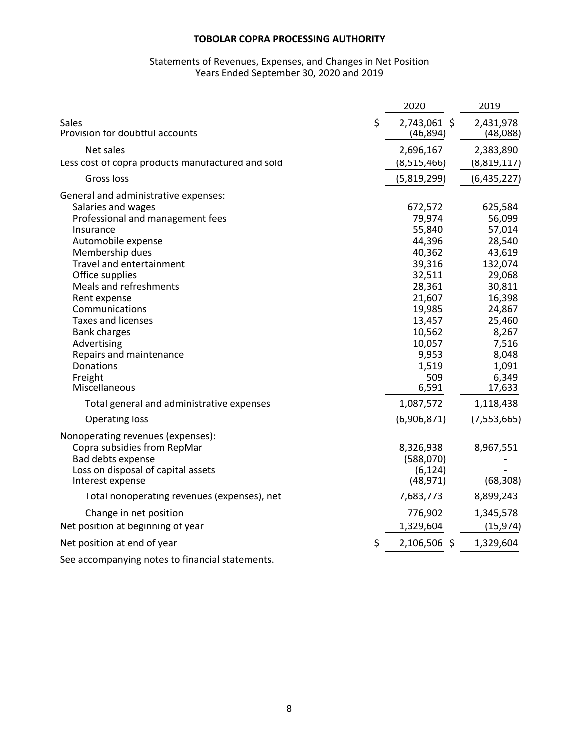# TOBOLAR COPRA PROCESSING AUTHORITY

Statements of Revenues, Expenses, and Changes in Net Position
Years Ended September 30, 2020 and 2019

| | 2020 | 2019 |
|---|---|---|
| Sales | $ 2,743,061 | $ 2,431,978 |
| Provision for doubtful accounts | (46,894) | (48,088) |
| Net sales | 2,696,167 | 2,383,890 |
| Less cost of copra products manufactured and sold | (8,515,466) | (8,819,117) |
| Gross loss | (5,819,299) | (6,435,227) |
| General and administrative expenses: | | |
| Salaries and wages | 672,572 | 625,584 |
| Professional and management fees | 79,974 | 56,099 |
| Insurance | 55,840 | 57,014 |
| Automobile expense | 44,396 | 28,540 |
| Membership dues | 40,362 | 43,619 |
| Travel and entertainment | 39,316 | 132,074 |
| Office supplies | 32,511 | 29,068 |
| Meals and refreshments | 28,361 | 30,811 |
| Rent expense | 21,607 | 16,398 |
| Communications | 19,985 | 24,867 |
| Taxes and licenses | 13,457 | 25,460 |
| Bank charges | 10,562 | 8,267 |
| Advertising | 10,057 | 7,516 |
| Repairs and maintenance | 9,953 | 8,048 |
| Donations | 1,519 | 1,091 |
| Freight | 509 | 6,349 |
| Miscellaneous | 6,591 | 17,633 |
| Total general and administrative expenses | 1,087,572 | 1,118,438 |
| Operating loss | (6,906,871) | (7,553,665) |
| Nonoperating revenues (expenses): | | |
| Copra subsidies from RepMar | 8,326,938 | 8,967,551 |
| Bad debts expense | (588,070) | - |
| Loss on disposal of capital assets | (6,124) | - |
| Interest expense | (48,971) | (68,308) |
| Total nonoperating revenues (expenses), net | 7,683,773 | 8,899,243 |
| Change in net position | 776,902 | 1,345,578 |
| Net position at beginning of year | 1,329,604 | (15,974) |
| Net position at end of year | $ 2,106,506 | $ 1,329,604 |

See accompanying notes to financial statements.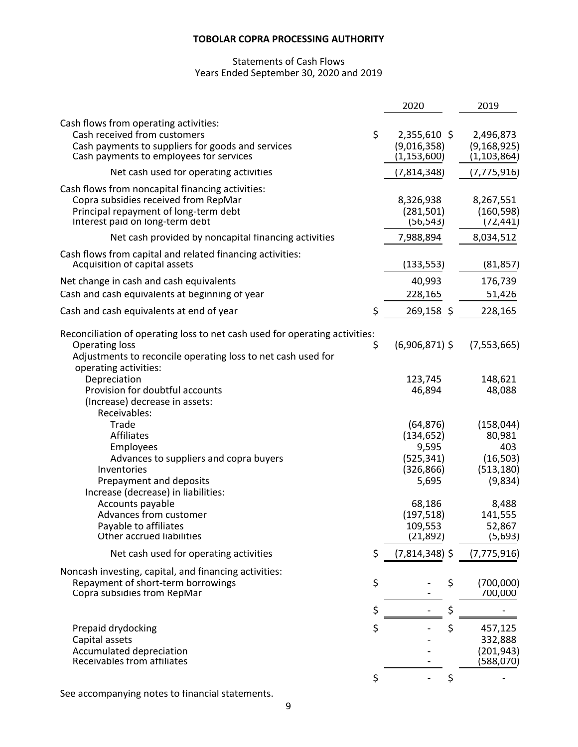# TOBOLAR COPRA PROCESSING AUTHORITY

Statements of Cash Flows
Years Ended September 30, 2020 and 2019

| | 2020 | 2019 |
|---|---|---|
| Cash flows from operating activities: | | |
| Cash received from customers | $ 2,355,610 | $ 2,496,873 |
| Cash payments to suppliers for goods and services | (9,016,358) | (9,168,925) |
| Cash payments to employees for services | (1,153,600) | (1,103,864) |
| Net cash used for operating activities | (7,814,348) | (7,775,916) |
| Cash flows from noncapital financing activities: | | |
| Copra subsidies received from RepMar | 8,326,938 | 8,267,551 |
| Principal repayment of long-term debt | (281,501) | (160,598) |
| Interest paid on long-term debt | (56,543) | (72,441) |
| Net cash provided by noncapital financing activities | 7,988,894 | 8,034,512 |
| Cash flows from capital and related financing activities: | | |
| Acquisition of capital assets | (133,553) | (81,857) |
| Net change in cash and cash equivalents | 40,993 | 176,739 |
| Cash and cash equivalents at beginning of year | 228,165 | 51,426 |
| Cash and cash equivalents at end of year | $ 269,158 | $ 228,165 |
| Reconciliation of operating loss to net cash used for operating activities: | | |
| Operating loss | $ (6,906,871) | $ (7,553,665) |
| Adjustments to reconcile operating loss to net cash used for operating activities: | | |
| Depreciation | 123,745 | 148,621 |
| Provision for doubtful accounts | 46,894 | 48,088 |
| (Increase) decrease in assets: | | |
| Receivables: | | |
| Trade | (64,876) | (158,044) |
| Affiliates | (134,652) | 80,981 |
| Employees | 9,595 | 403 |
| Advances to suppliers and copra buyers | (525,341) | (16,503) |
| Inventories | (326,866) | (513,180) |
| Prepayment and deposits | 5,695 | (9,834) |
| Increase (decrease) in liabilities: | | |
| Accounts payable | 68,186 | 8,488 |
| Advances from customer | (197,518) | 141,555 |
| Payable to affiliates | 109,553 | 52,867 |
| Other accrued liabilities | (21,892) | (5,693) |
| Net cash used for operating activities | $ (7,814,348) | $ (7,775,916) |
| Noncash investing, capital, and financing activities: | | |
| Repayment of short-term borrowings | $ - | $ (700,000) |
| Copra subsidies from RepMar | - | 700,000 |
| | $ - | $ - |
| Prepaid drydocking | $ - | $ 457,125 |
| Capital assets | - | 332,888 |
| Accumulated depreciation | - | (201,943) |
| Receivables from affiliates | - | (588,070) |
| | $ - | $ - |

See accompanying notes to financial statements.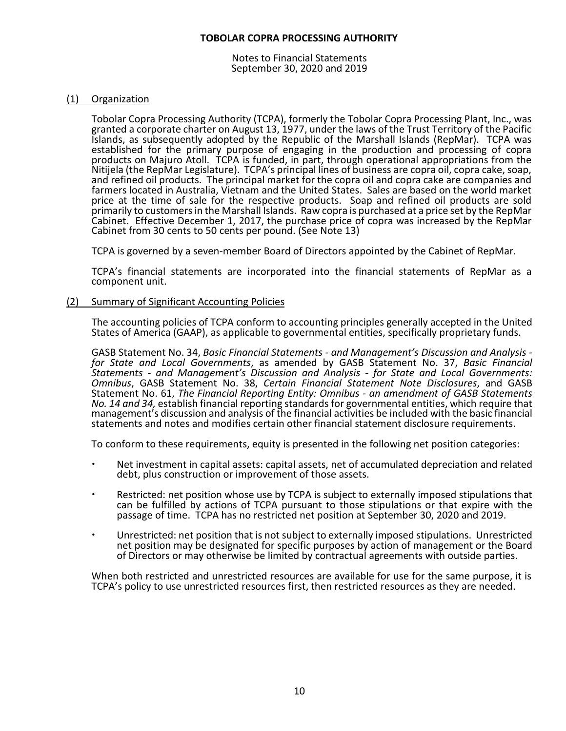**TOBOLAR COPRA PROCESSING AUTHORITY**

Notes to Financial Statements
September 30, 2020 and 2019

## (1) Organization

Tobolar Copra Processing Authority (TCPA), formerly the Tobolar Copra Processing Plant, Inc., was granted a corporate charter on August 13, 1977, under the laws of the Trust Territory of the Pacific Islands, as subsequently adopted by the Republic of the Marshall Islands (RepMar). TCPA was established for the primary purpose of engaging in the production and processing of copra products on Majuro Atoll. TCPA is funded, in part, through operational appropriations from the Nitijela (the RepMar Legislature). TCPA's principal lines of business are copra oil, copra cake, soap, and refined oil products. The principal market for the copra oil and copra cake are companies and farmers located in Australia, Vietnam and the United States. Sales are based on the world market price at the time of sale for the respective products. Soap and refined oil products are sold primarily to customers in the Marshall Islands. Raw copra is purchased at a price set by the RepMar Cabinet. Effective December 1, 2017, the purchase price of copra was increased by the RepMar Cabinet from 30 cents to 50 cents per pound. (See Note 13)

TCPA is governed by a seven-member Board of Directors appointed by the Cabinet of RepMar.

TCPA's financial statements are incorporated into the financial statements of RepMar as a component unit.

## (2) Summary of Significant Accounting Policies

The accounting policies of TCPA conform to accounting principles generally accepted in the United States of America (GAAP), as applicable to governmental entities, specifically proprietary funds.

GASB Statement No. 34, *Basic Financial Statements - and Management's Discussion and Analysis - for State and Local Governments*, as amended by GASB Statement No. 37, *Basic Financial Statements - and Management's Discussion and Analysis - for State and Local Governments: Omnibus*, GASB Statement No. 38, *Certain Financial Statement Note Disclosures*, and GASB Statement No. 61, *The Financial Reporting Entity: Omnibus - an amendment of GASB Statements No. 14 and 34,* establish financial reporting standards for governmental entities, which require that management's discussion and analysis of the financial activities be included with the basic financial statements and notes and modifies certain other financial statement disclosure requirements.

To conform to these requirements, equity is presented in the following net position categories:

- Net investment in capital assets: capital assets, net of accumulated depreciation and related debt, plus construction or improvement of those assets.
- Restricted: net position whose use by TCPA is subject to externally imposed stipulations that can be fulfilled by actions of TCPA pursuant to those stipulations or that expire with the passage of time. TCPA has no restricted net position at September 30, 2020 and 2019.
- Unrestricted: net position that is not subject to externally imposed stipulations. Unrestricted net position may be designated for specific purposes by action of management or the Board of Directors or may otherwise be limited by contractual agreements with outside parties.

When both restricted and unrestricted resources are available for use for the same purpose, it is TCPA's policy to use unrestricted resources first, then restricted resources as they are needed.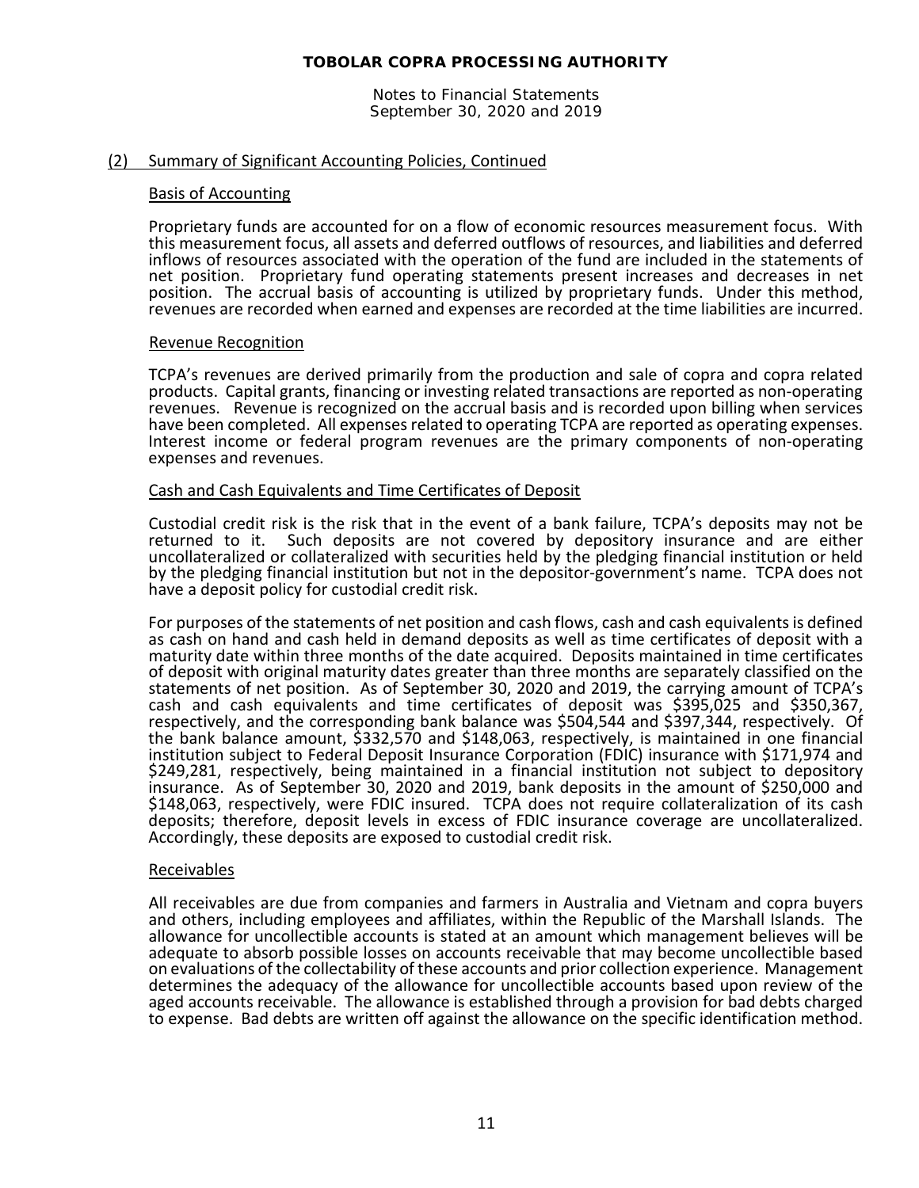# TOBOLAR COPRA PROCESSING AUTHORITY

Notes to Financial Statements
September 30, 2020 and 2019

## (2) Summary of Significant Accounting Policies, Continued

### Basis of Accounting

Proprietary funds are accounted for on a flow of economic resources measurement focus. With this measurement focus, all assets and deferred outflows of resources, and liabilities and deferred inflows of resources associated with the operation of the fund are included in the statements of net position. Proprietary fund operating statements present increases and decreases in net position. The accrual basis of accounting is utilized by proprietary funds. Under this method, revenues are recorded when earned and expenses are recorded at the time liabilities are incurred.

### Revenue Recognition

TCPA's revenues are derived primarily from the production and sale of copra and copra related products. Capital grants, financing or investing related transactions are reported as non-operating revenues. Revenue is recognized on the accrual basis and is recorded upon billing when services have been completed. All expenses related to operating TCPA are reported as operating expenses. Interest income or federal program revenues are the primary components of non-operating expenses and revenues.

### Cash and Cash Equivalents and Time Certificates of Deposit

Custodial credit risk is the risk that in the event of a bank failure, TCPA's deposits may not be returned to it. Such deposits are not covered by depository insurance and are either uncollateralized or collateralized with securities held by the pledging financial institution or held by the pledging financial institution but not in the depositor-government's name. TCPA does not have a deposit policy for custodial credit risk.

For purposes of the statements of net position and cash flows, cash and cash equivalents is defined as cash on hand and cash held in demand deposits as well as time certificates of deposit with a maturity date within three months of the date acquired. Deposits maintained in time certificates of deposit with original maturity dates greater than three months are separately classified on the statements of net position. As of September 30, 2020 and 2019, the carrying amount of TCPA's cash and cash equivalents and time certificates of deposit was $395,025 and $350,367, respectively, and the corresponding bank balance was $504,544 and $397,344, respectively. Of the bank balance amount, $332,570 and $148,063, respectively, is maintained in one financial institution subject to Federal Deposit Insurance Corporation (FDIC) insurance with $171,974 and $249,281, respectively, being maintained in a financial institution not subject to depository insurance. As of September 30, 2020 and 2019, bank deposits in the amount of $250,000 and $148,063, respectively, were FDIC insured. TCPA does not require collateralization of its cash deposits; therefore, deposit levels in excess of FDIC insurance coverage are uncollateralized. Accordingly, these deposits are exposed to custodial credit risk.

### Receivables

All receivables are due from companies and farmers in Australia and Vietnam and copra buyers and others, including employees and affiliates, within the Republic of the Marshall Islands. The allowance for uncollectible accounts is stated at an amount which management believes will be adequate to absorb possible losses on accounts receivable that may become uncollectible based on evaluations of the collectability of these accounts and prior collection experience. Management determines the adequacy of the allowance for uncollectible accounts based upon review of the aged accounts receivable. The allowance is established through a provision for bad debts charged to expense. Bad debts are written off against the allowance on the specific identification method.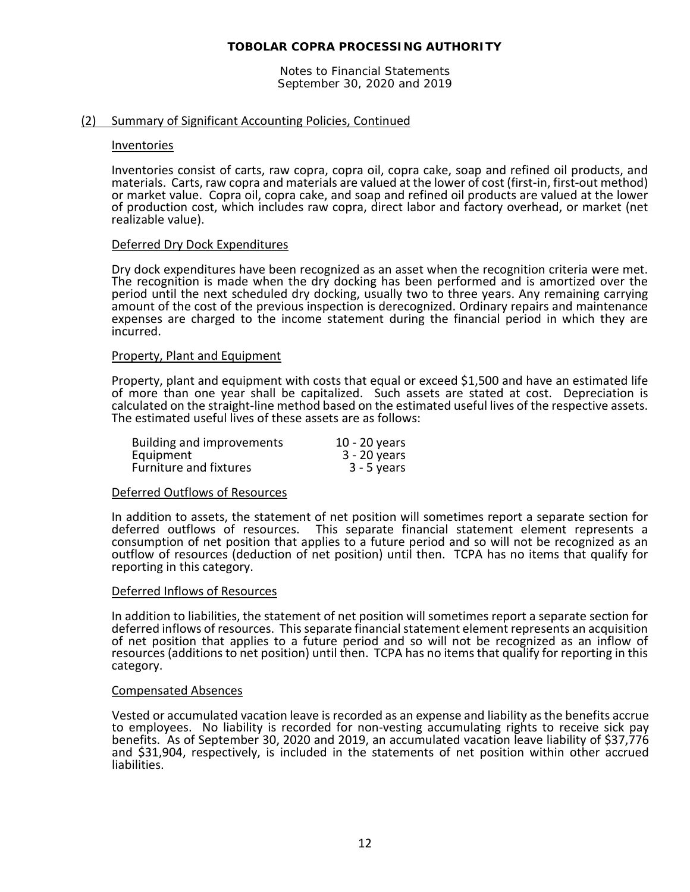## (2) Summary of Significant Accounting Policies, Continued

### Inventories

Inventories consist of carts, raw copra, copra oil, copra cake, soap and refined oil products, and materials. Carts, raw copra and materials are valued at the lower of cost (first-in, first-out method) or market value. Copra oil, copra cake, and soap and refined oil products are valued at the lower of production cost, which includes raw copra, direct labor and factory overhead, or market (net realizable value).

### Deferred Dry Dock Expenditures

Dry dock expenditures have been recognized as an asset when the recognition criteria were met. The recognition is made when the dry docking has been performed and is amortized over the period until the next scheduled dry docking, usually two to three years. Any remaining carrying amount of the cost of the previous inspection is derecognized. Ordinary repairs and maintenance expenses are charged to the income statement during the financial period in which they are incurred.

### Property, Plant and Equipment

Property, plant and equipment with costs that equal or exceed $1,500 and have an estimated life of more than one year shall be capitalized. Such assets are stated at cost. Depreciation is calculated on the straight-line method based on the estimated useful lives of the respective assets. The estimated useful lives of these assets are as follows:

| | |
|---|---|
| Building and improvements | 10 - 20 years |
| Equipment | 3 - 20 years |
| Furniture and fixtures | 3 - 5 years |

### Deferred Outflows of Resources

In addition to assets, the statement of net position will sometimes report a separate section for deferred outflows of resources. This separate financial statement element represents a consumption of net position that applies to a future period and so will not be recognized as an outflow of resources (deduction of net position) until then. TCPA has no items that qualify for reporting in this category.

### Deferred Inflows of Resources

In addition to liabilities, the statement of net position will sometimes report a separate section for deferred inflows of resources. This separate financial statement element represents an acquisition of net position that applies to a future period and so will not be recognized as an inflow of resources (additions to net position) until then. TCPA has no items that qualify for reporting in this category.

### Compensated Absences

Vested or accumulated vacation leave is recorded as an expense and liability as the benefits accrue to employees. No liability is recorded for non-vesting accumulating rights to receive sick pay benefits. As of September 30, 2020 and 2019, an accumulated vacation leave liability of $37,776 and $31,904, respectively, is included in the statements of net position within other accrued liabilities.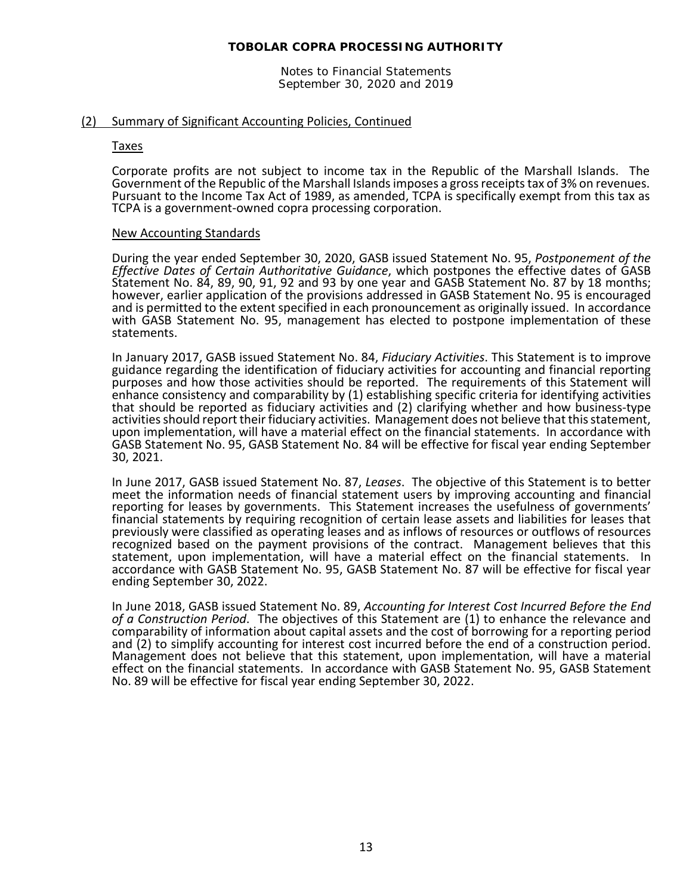## (2) Summary of Significant Accounting Policies, Continued

### Taxes

Corporate profits are not subject to income tax in the Republic of the Marshall Islands. The Government of the Republic of the Marshall Islands imposes a gross receipts tax of 3% on revenues. Pursuant to the Income Tax Act of 1989, as amended, TCPA is specifically exempt from this tax as TCPA is a government-owned copra processing corporation.

### New Accounting Standards

During the year ended September 30, 2020, GASB issued Statement No. 95, *Postponement of the Effective Dates of Certain Authoritative Guidance*, which postpones the effective dates of GASB Statement No. 84, 89, 90, 91, 92 and 93 by one year and GASB Statement No. 87 by 18 months; however, earlier application of the provisions addressed in GASB Statement No. 95 is encouraged and is permitted to the extent specified in each pronouncement as originally issued. In accordance with GASB Statement No. 95, management has elected to postpone implementation of these statements.

In January 2017, GASB issued Statement No. 84, *Fiduciary Activities*. This Statement is to improve guidance regarding the identification of fiduciary activities for accounting and financial reporting purposes and how those activities should be reported. The requirements of this Statement will enhance consistency and comparability by (1) establishing specific criteria for identifying activities that should be reported as fiduciary activities and (2) clarifying whether and how business-type activities should report their fiduciary activities. Management does not believe that this statement, upon implementation, will have a material effect on the financial statements. In accordance with GASB Statement No. 95, GASB Statement No. 84 will be effective for fiscal year ending September 30, 2021.

In June 2017, GASB issued Statement No. 87, *Leases*. The objective of this Statement is to better meet the information needs of financial statement users by improving accounting and financial reporting for leases by governments. This Statement increases the usefulness of governments' financial statements by requiring recognition of certain lease assets and liabilities for leases that previously were classified as operating leases and as inflows of resources or outflows of resources recognized based on the payment provisions of the contract. Management believes that this statement, upon implementation, will have a material effect on the financial statements. In accordance with GASB Statement No. 95, GASB Statement No. 87 will be effective for fiscal year ending September 30, 2022.

In June 2018, GASB issued Statement No. 89, *Accounting for Interest Cost Incurred Before the End of a Construction Period*. The objectives of this Statement are (1) to enhance the relevance and comparability of information about capital assets and the cost of borrowing for a reporting period and (2) to simplify accounting for interest cost incurred before the end of a construction period. Management does not believe that this statement, upon implementation, will have a material effect on the financial statements. In accordance with GASB Statement No. 95, GASB Statement No. 89 will be effective for fiscal year ending September 30, 2022.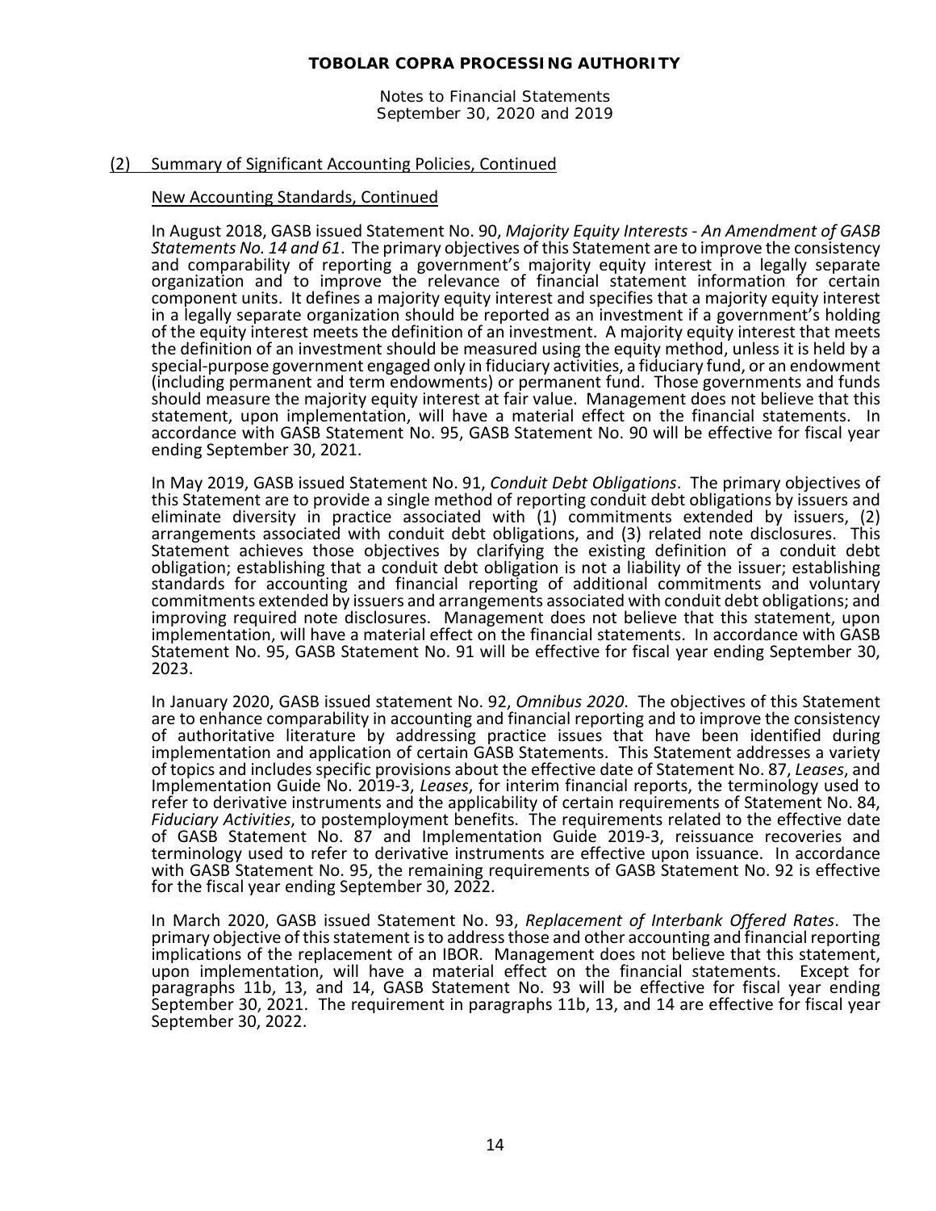## (2) Summary of Significant Accounting Policies, Continued

### New Accounting Standards, Continued

In August 2018, GASB issued Statement No. 90, *Majority Equity Interests - An Amendment of GASB Statements No. 14 and 61*. The primary objectives of this Statement are to improve the consistency and comparability of reporting a government's majority equity interest in a legally separate organization and to improve the relevance of financial statement information for certain component units. It defines a majority equity interest and specifies that a majority equity interest in a legally separate organization should be reported as an investment if a government's holding of the equity interest meets the definition of an investment. A majority equity interest that meets the definition of an investment should be measured using the equity method, unless it is held by a special-purpose government engaged only in fiduciary activities, a fiduciary fund, or an endowment (including permanent and term endowments) or permanent fund. Those governments and funds should measure the majority equity interest at fair value. Management does not believe that this statement, upon implementation, will have a material effect on the financial statements. In accordance with GASB Statement No. 95, GASB Statement No. 90 will be effective for fiscal year ending September 30, 2021.

In May 2019, GASB issued Statement No. 91, *Conduit Debt Obligations*. The primary objectives of this Statement are to provide a single method of reporting conduit debt obligations by issuers and eliminate diversity in practice associated with (1) commitments extended by issuers, (2) arrangements associated with conduit debt obligations, and (3) related note disclosures. This Statement achieves those objectives by clarifying the existing definition of a conduit debt obligation; establishing that a conduit debt obligation is not a liability of the issuer; establishing standards for accounting and financial reporting of additional commitments and voluntary commitments extended by issuers and arrangements associated with conduit debt obligations; and improving required note disclosures. Management does not believe that this statement, upon implementation, will have a material effect on the financial statements. In accordance with GASB Statement No. 95, GASB Statement No. 91 will be effective for fiscal year ending September 30, 2023.

In January 2020, GASB issued statement No. 92, *Omnibus 2020*. The objectives of this Statement are to enhance comparability in accounting and financial reporting and to improve the consistency of authoritative literature by addressing practice issues that have been identified during implementation and application of certain GASB Statements. This Statement addresses a variety of topics and includes specific provisions about the effective date of Statement No. 87, *Leases*, and Implementation Guide No. 2019-3, *Leases*, for interim financial reports, the terminology used to refer to derivative instruments and the applicability of certain requirements of Statement No. 84, *Fiduciary Activities*, to postemployment benefits. The requirements related to the effective date of GASB Statement No. 87 and Implementation Guide 2019-3, reissuance recoveries and terminology used to refer to derivative instruments are effective upon issuance. In accordance with GASB Statement No. 95, the remaining requirements of GASB Statement No. 92 is effective for the fiscal year ending September 30, 2022.

In March 2020, GASB issued Statement No. 93, *Replacement of Interbank Offered Rates*. The primary objective of this statement is to address those and other accounting and financial reporting implications of the replacement of an IBOR. Management does not believe that this statement, upon implementation, will have a material effect on the financial statements. Except for paragraphs 11b, 13, and 14, GASB Statement No. 93 will be effective for fiscal year ending September 30, 2021. The requirement in paragraphs 11b, 13, and 14 are effective for fiscal year September 30, 2022.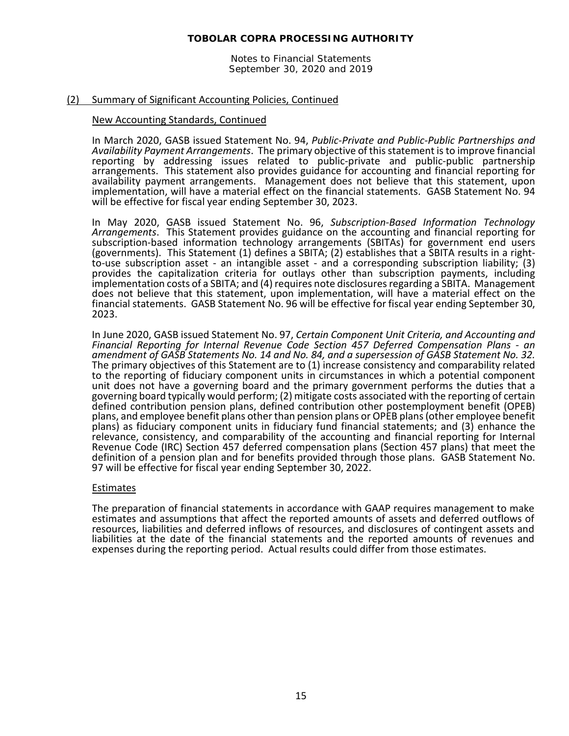## (2) Summary of Significant Accounting Policies, Continued

### New Accounting Standards, Continued

In March 2020, GASB issued Statement No. 94, *Public-Private and Public-Public Partnerships and Availability Payment Arrangements*. The primary objective of this statement is to improve financial reporting by addressing issues related to public-private and public-public partnership arrangements. This statement also provides guidance for accounting and financial reporting for availability payment arrangements. Management does not believe that this statement, upon implementation, will have a material effect on the financial statements. GASB Statement No. 94 will be effective for fiscal year ending September 30, 2023.

In May 2020, GASB issued Statement No. 96, *Subscription-Based Information Technology Arrangements*. This Statement provides guidance on the accounting and financial reporting for subscription-based information technology arrangements (SBITAs) for government end users (governments). This Statement (1) defines a SBITA; (2) establishes that a SBITA results in a right-to-use subscription asset - an intangible asset - and a corresponding subscription liability; (3) provides the capitalization criteria for outlays other than subscription payments, including implementation costs of a SBITA; and (4) requires note disclosures regarding a SBITA. Management does not believe that this statement, upon implementation, will have a material effect on the financial statements. GASB Statement No. 96 will be effective for fiscal year ending September 30, 2023.

In June 2020, GASB issued Statement No. 97, *Certain Component Unit Criteria, and Accounting and Financial Reporting for Internal Revenue Code Section 457 Deferred Compensation Plans - an amendment of GASB Statements No. 14 and No. 84, and a supersession of GASB Statement No. 32.* The primary objectives of this Statement are to (1) increase consistency and comparability related to the reporting of fiduciary component units in circumstances in which a potential component unit does not have a governing board and the primary government performs the duties that a governing board typically would perform; (2) mitigate costs associated with the reporting of certain defined contribution pension plans, defined contribution other postemployment benefit (OPEB) plans, and employee benefit plans other than pension plans or OPEB plans (other employee benefit plans) as fiduciary component units in fiduciary fund financial statements; and (3) enhance the relevance, consistency, and comparability of the accounting and financial reporting for Internal Revenue Code (IRC) Section 457 deferred compensation plans (Section 457 plans) that meet the definition of a pension plan and for benefits provided through those plans. GASB Statement No. 97 will be effective for fiscal year ending September 30, 2022.

### Estimates

The preparation of financial statements in accordance with GAAP requires management to make estimates and assumptions that affect the reported amounts of assets and deferred outflows of resources, liabilities and deferred inflows of resources, and disclosures of contingent assets and liabilities at the date of the financial statements and the reported amounts of revenues and expenses during the reporting period. Actual results could differ from those estimates.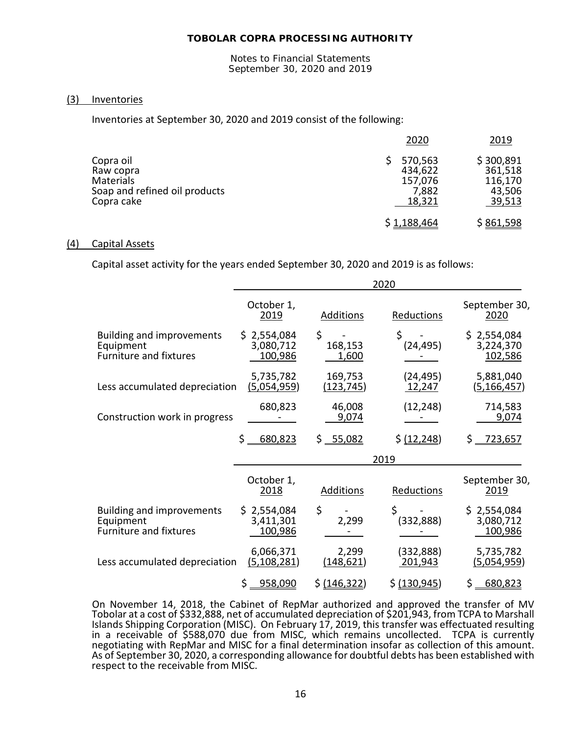# TOBOLAR COPRA PROCESSING AUTHORITY

Notes to Financial Statements
September 30, 2020 and 2019

## (3) Inventories

Inventories at September 30, 2020 and 2019 consist of the following:

| | 2020 | 2019 |
|---|---|---|
| Copra oil | $ 570,563 | $ 300,891 |
| Raw copra | 434,622 | 361,518 |
| Materials | 157,076 | 116,170 |
| Soap and refined oil products | 7,882 | 43,506 |
| Copra cake | 18,321 | 39,513 |
| | $ 1,188,464 | $ 861,598 |

## (4) Capital Assets

Capital asset activity for the years ended September 30, 2020 and 2019 is as follows:

| | 2020 | | | |
|---|---|---|---|---|
| | October 1, 2019 | Additions | Reductions | September 30, 2020 |
| Building and improvements | $ 2,554,084 | $ - | $ - | $ 2,554,084 |
| Equipment | 3,080,712 | 168,153 | (24,495) | 3,224,370 |
| Furniture and fixtures | 100,986 | 1,600 | - | 102,586 |
| | 5,735,782 | 169,753 | (24,495) | 5,881,040 |
| Less accumulated depreciation | (5,054,959) | (123,745) | 12,247 | (5,166,457) |
| | 680,823 | 46,008 | (12,248) | 714,583 |
| Construction work in progress | - | 9,074 | - | 9,074 |
| | $ 680,823 | $ 55,082 | $ (12,248) | $ 723,657 |

| | 2019 | | | |
|---|---|---|---|---|
| | October 1, 2018 | Additions | Reductions | September 30, 2019 |
| Building and improvements | $ 2,554,084 | $ - | $ - | $ 2,554,084 |
| Equipment | 3,411,301 | 2,299 | (332,888) | 3,080,712 |
| Furniture and fixtures | 100,986 | - | - | 100,986 |
| | 6,066,371 | 2,299 | (332,888) | 5,735,782 |
| Less accumulated depreciation | (5,108,281) | (148,621) | 201,943 | (5,054,959) |
| | $ 958,090 | $ (146,322) | $ (130,945) | $ 680,823 |

On November 14, 2018, the Cabinet of RepMar authorized and approved the transfer of MV Tobolar at a cost of $332,888, net of accumulated depreciation of $201,943, from TCPA to Marshall Islands Shipping Corporation (MISC). On February 17, 2019, this transfer was effectuated resulting in a receivable of $588,070 due from MISC, which remains uncollected. TCPA is currently negotiating with RepMar and MISC for a final determination insofar as collection of this amount. As of September 30, 2020, a corresponding allowance for doubtful debts has been established with respect to the receivable from MISC.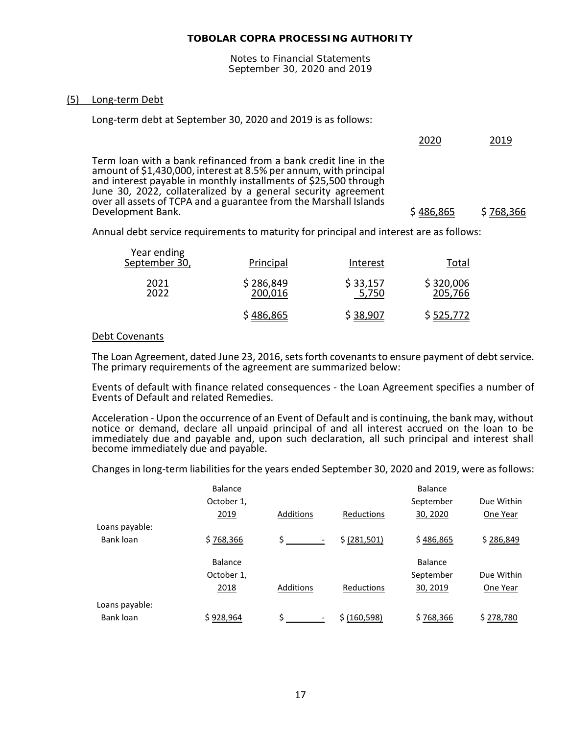TOBOLAR COPRA PROCESSING AUTHORITY

Notes to Financial Statements
September 30, 2020 and 2019

## (5) Long-term Debt

Long-term debt at September 30, 2020 and 2019 is as follows:

| | 2020 | 2019 |
|---|---|---|
| Term loan with a bank refinanced from a bank credit line in the amount of $1,430,000, interest at 8.5% per annum, with principal and interest payable in monthly installments of $25,500 through June 30, 2022, collateralized by a general security agreement over all assets of TCPA and a guarantee from the Marshall Islands Development Bank. | $ 486,865 | $ 768,366 |

Annual debt service requirements to maturity for principal and interest are as follows:

| Year ending September 30, | Principal | Interest | Total |
|---|---|---|---|
| 2021 | $ 286,849 | $ 33,157 | $ 320,006 |
| 2022 | 200,016 | 5,750 | 205,766 |
| | $ 486,865 | $ 38,907 | $ 525,772 |

### Debt Covenants

The Loan Agreement, dated June 23, 2016, sets forth covenants to ensure payment of debt service. The primary requirements of the agreement are summarized below:

Events of default with finance related consequences - the Loan Agreement specifies a number of Events of Default and related Remedies.

Acceleration - Upon the occurrence of an Event of Default and is continuing, the bank may, without notice or demand, declare all unpaid principal of and all interest accrued on the loan to be immediately due and payable and, upon such declaration, all such principal and interest shall become immediately due and payable.

Changes in long-term liabilities for the years ended September 30, 2020 and 2019, were as follows:

| | Balance October 1, 2019 | Additions | Reductions | Balance September 30, 2020 | Due Within One Year |
|---|---|---|---|---|---|
| Loans payable: | | | | | |
| Bank loan | $ 768,366 | $ - | $ (281,501) | $ 486,865 | $ 286,849 |

| | Balance October 1, 2018 | Additions | Reductions | Balance September 30, 2019 | Due Within One Year |
|---|---|---|---|---|---|
| Loans payable: | | | | | |
| Bank loan | $ 928,964 | $ - | $ (160,598) | $ 768,366 | $ 278,780 |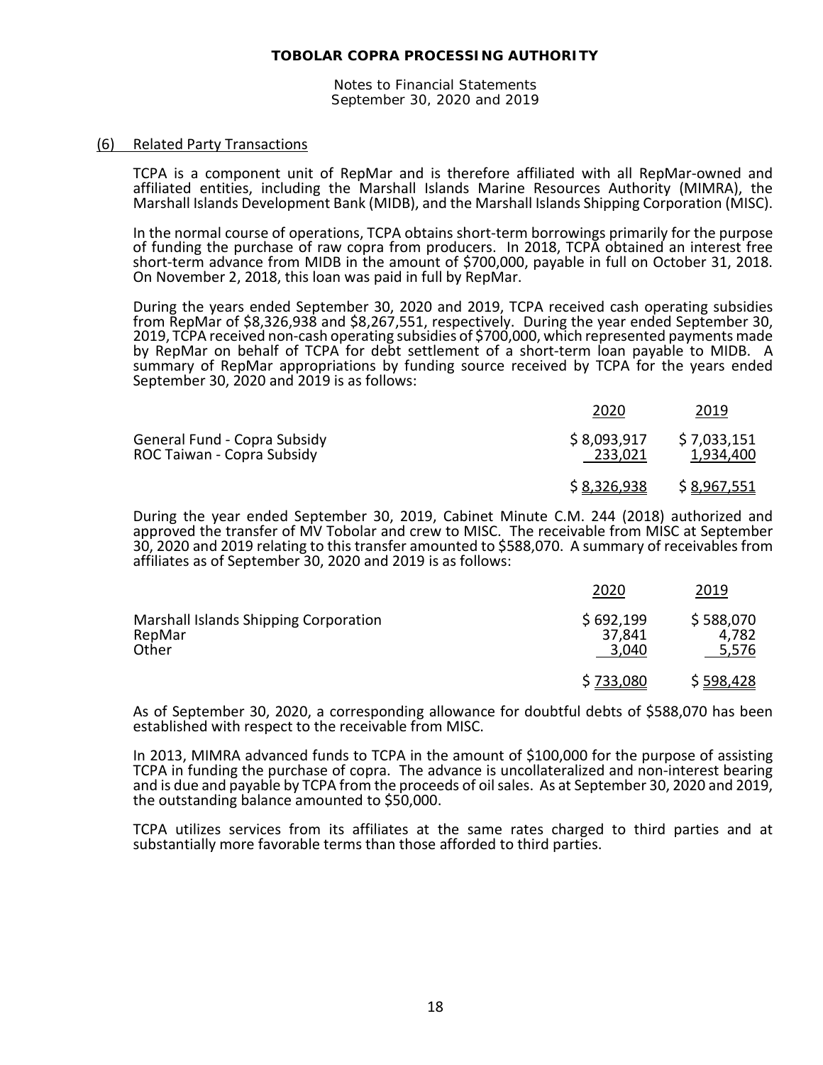# TOBOLAR COPRA PROCESSING AUTHORITY

Notes to Financial Statements
September 30, 2020 and 2019

## (6) Related Party Transactions

TCPA is a component unit of RepMar and is therefore affiliated with all RepMar-owned and affiliated entities, including the Marshall Islands Marine Resources Authority (MIMRA), the Marshall Islands Development Bank (MIDB), and the Marshall Islands Shipping Corporation (MISC).

In the normal course of operations, TCPA obtains short-term borrowings primarily for the purpose of funding the purchase of raw copra from producers. In 2018, TCPA obtained an interest free short-term advance from MIDB in the amount of $700,000, payable in full on October 31, 2018. On November 2, 2018, this loan was paid in full by RepMar.

During the years ended September 30, 2020 and 2019, TCPA received cash operating subsidies from RepMar of $8,326,938 and $8,267,551, respectively. During the year ended September 30, 2019, TCPA received non-cash operating subsidies of $700,000, which represented payments made by RepMar on behalf of TCPA for debt settlement of a short-term loan payable to MIDB. A summary of RepMar appropriations by funding source received by TCPA for the years ended September 30, 2020 and 2019 is as follows:

| | 2020 | 2019 |
|---|---|---|
| General Fund - Copra Subsidy | $ 8,093,917 | $ 7,033,151 |
| ROC Taiwan - Copra Subsidy | 233,021 | 1,934,400 |
| | $ 8,326,938 | $ 8,967,551 |

During the year ended September 30, 2019, Cabinet Minute C.M. 244 (2018) authorized and approved the transfer of MV Tobolar and crew to MISC. The receivable from MISC at September 30, 2020 and 2019 relating to this transfer amounted to $588,070. A summary of receivables from affiliates as of September 30, 2020 and 2019 is as follows:

| | 2020 | 2019 |
|---|---|---|
| Marshall Islands Shipping Corporation | $ 692,199 | $ 588,070 |
| RepMar | 37,841 | 4,782 |
| Other | 3,040 | 5,576 |
| | $ 733,080 | $ 598,428 |

As of September 30, 2020, a corresponding allowance for doubtful debts of $588,070 has been established with respect to the receivable from MISC.

In 2013, MIMRA advanced funds to TCPA in the amount of $100,000 for the purpose of assisting TCPA in funding the purchase of copra. The advance is uncollateralized and non-interest bearing and is due and payable by TCPA from the proceeds of oil sales. As at September 30, 2020 and 2019, the outstanding balance amounted to $50,000.

TCPA utilizes services from its affiliates at the same rates charged to third parties and at substantially more favorable terms than those afforded to third parties.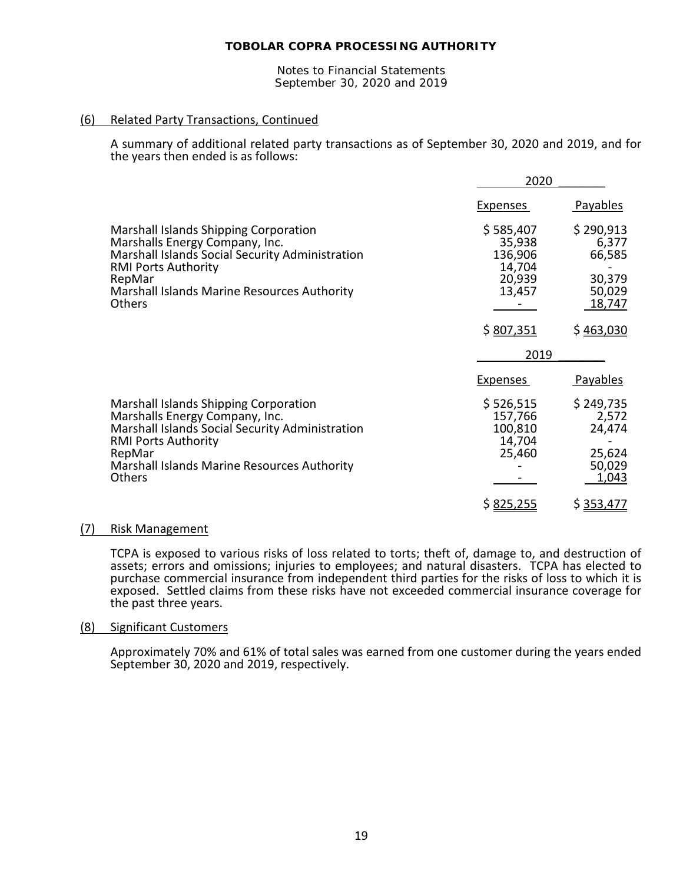# TOBOLAR COPRA PROCESSING AUTHORITY

Notes to Financial Statements
September 30, 2020 and 2019

## (6) Related Party Transactions, Continued

A summary of additional related party transactions as of September 30, 2020 and 2019, and for the years then ended is as follows:

| | 2020 | |
|---|---|---|
| | Expenses | Payables |
| Marshall Islands Shipping Corporation | $ 585,407 | $ 290,913 |
| Marshalls Energy Company, Inc. | 35,938 | 6,377 |
| Marshall Islands Social Security Administration | 136,906 | 66,585 |
| RMI Ports Authority | 14,704 | - |
| RepMar | 20,939 | 30,379 |
| Marshall Islands Marine Resources Authority | 13,457 | 50,029 |
| Others | - | 18,747 |
| | $ 807,351 | $ 463,030 |

| | 2019 | |
|---|---|---|
| | Expenses | Payables |
| Marshall Islands Shipping Corporation | $ 526,515 | $ 249,735 |
| Marshalls Energy Company, Inc. | 157,766 | 2,572 |
| Marshall Islands Social Security Administration | 100,810 | 24,474 |
| RMI Ports Authority | 14,704 | - |
| RepMar | 25,460 | 25,624 |
| Marshall Islands Marine Resources Authority | - | 50,029 |
| Others | - | 1,043 |
| | $ 825,255 | $ 353,477 |

## (7) Risk Management

TCPA is exposed to various risks of loss related to torts; theft of, damage to, and destruction of assets; errors and omissions; injuries to employees; and natural disasters. TCPA has elected to purchase commercial insurance from independent third parties for the risks of loss to which it is exposed. Settled claims from these risks have not exceeded commercial insurance coverage for the past three years.

## (8) Significant Customers

Approximately 70% and 61% of total sales was earned from one customer during the years ended September 30, 2020 and 2019, respectively.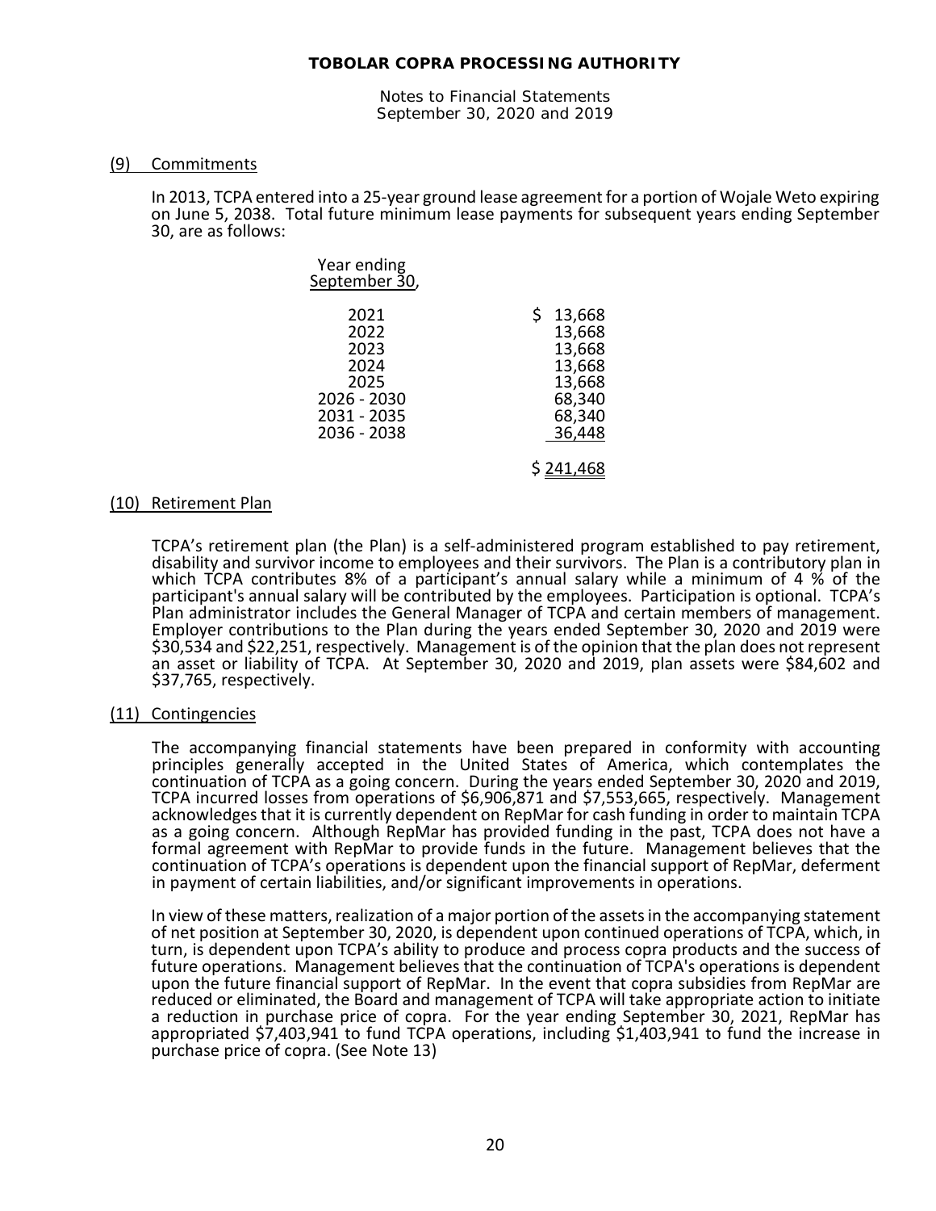## (9) Commitments

In 2013, TCPA entered into a 25-year ground lease agreement for a portion of Wojale Weto expiring on June 5, 2038. Total future minimum lease payments for subsequent years ending September 30, are as follows:

| Year ending September 30, | |
|---|---|
| 2021 | $ 13,668 |
| 2022 | 13,668 |
| 2023 | 13,668 |
| 2024 | 13,668 |
| 2025 | 13,668 |
| 2026 - 2030 | 68,340 |
| 2031 - 2035 | 68,340 |
| 2036 - 2038 | 36,448 |
| | $ 241,468 |

## (10) Retirement Plan

TCPA's retirement plan (the Plan) is a self-administered program established to pay retirement, disability and survivor income to employees and their survivors. The Plan is a contributory plan in which TCPA contributes 8% of a participant's annual salary while a minimum of 4 % of the participant's annual salary will be contributed by the employees. Participation is optional. TCPA's Plan administrator includes the General Manager of TCPA and certain members of management. Employer contributions to the Plan during the years ended September 30, 2020 and 2019 were $30,534 and $22,251, respectively. Management is of the opinion that the plan does not represent an asset or liability of TCPA. At September 30, 2020 and 2019, plan assets were $84,602 and $37,765, respectively.

## (11) Contingencies

The accompanying financial statements have been prepared in conformity with accounting principles generally accepted in the United States of America, which contemplates the continuation of TCPA as a going concern. During the years ended September 30, 2020 and 2019, TCPA incurred losses from operations of $6,906,871 and $7,553,665, respectively. Management acknowledges that it is currently dependent on RepMar for cash funding in order to maintain TCPA as a going concern. Although RepMar has provided funding in the past, TCPA does not have a formal agreement with RepMar to provide funds in the future. Management believes that the continuation of TCPA's operations is dependent upon the financial support of RepMar, deferment in payment of certain liabilities, and/or significant improvements in operations.

In view of these matters, realization of a major portion of the assets in the accompanying statement of net position at September 30, 2020, is dependent upon continued operations of TCPA, which, in turn, is dependent upon TCPA's ability to produce and process copra products and the success of future operations. Management believes that the continuation of TCPA's operations is dependent upon the future financial support of RepMar. In the event that copra subsidies from RepMar are reduced or eliminated, the Board and management of TCPA will take appropriate action to initiate a reduction in purchase price of copra. For the year ending September 30, 2021, RepMar has appropriated $7,403,941 to fund TCPA operations, including $1,403,941 to fund the increase in purchase price of copra. (See Note 13)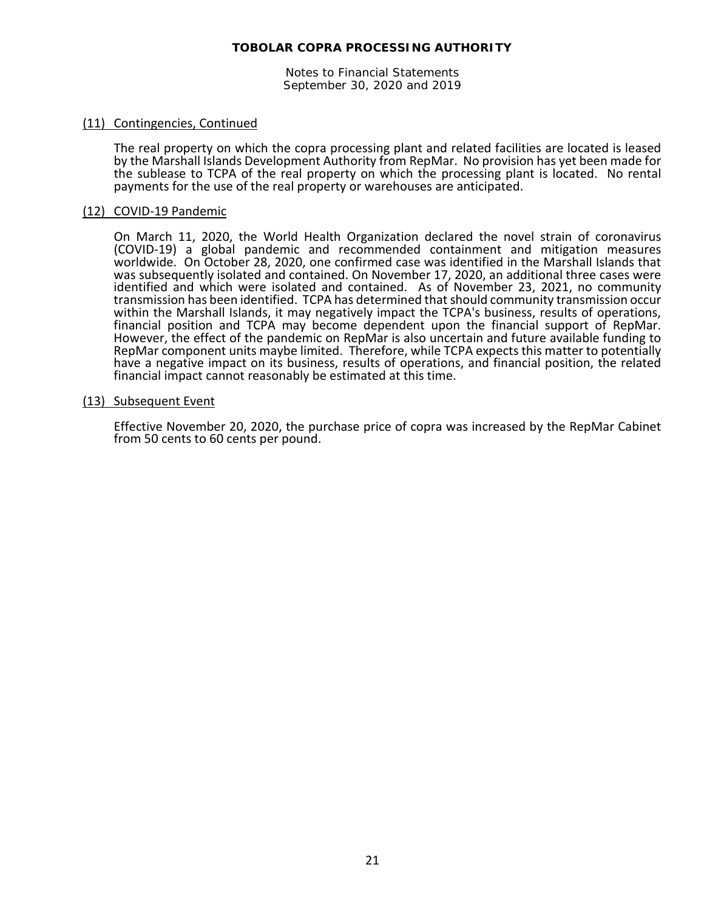## (11) Contingencies, Continued

The real property on which the copra processing plant and related facilities are located is leased by the Marshall Islands Development Authority from RepMar. No provision has yet been made for the sublease to TCPA of the real property on which the processing plant is located. No rental payments for the use of the real property or warehouses are anticipated.

## (12) COVID-19 Pandemic

On March 11, 2020, the World Health Organization declared the novel strain of coronavirus (COVID-19) a global pandemic and recommended containment and mitigation measures worldwide. On October 28, 2020, one confirmed case was identified in the Marshall Islands that was subsequently isolated and contained. On November 17, 2020, an additional three cases were identified and which were isolated and contained. As of November 23, 2021, no community transmission has been identified. TCPA has determined that should community transmission occur within the Marshall Islands, it may negatively impact the TCPA's business, results of operations, financial position and TCPA may become dependent upon the financial support of RepMar. However, the effect of the pandemic on RepMar is also uncertain and future available funding to RepMar component units maybe limited. Therefore, while TCPA expects this matter to potentially have a negative impact on its business, results of operations, and financial position, the related financial impact cannot reasonably be estimated at this time.

## (13) Subsequent Event

Effective November 20, 2020, the purchase price of copra was increased by the RepMar Cabinet from 50 cents to 60 cents per pound.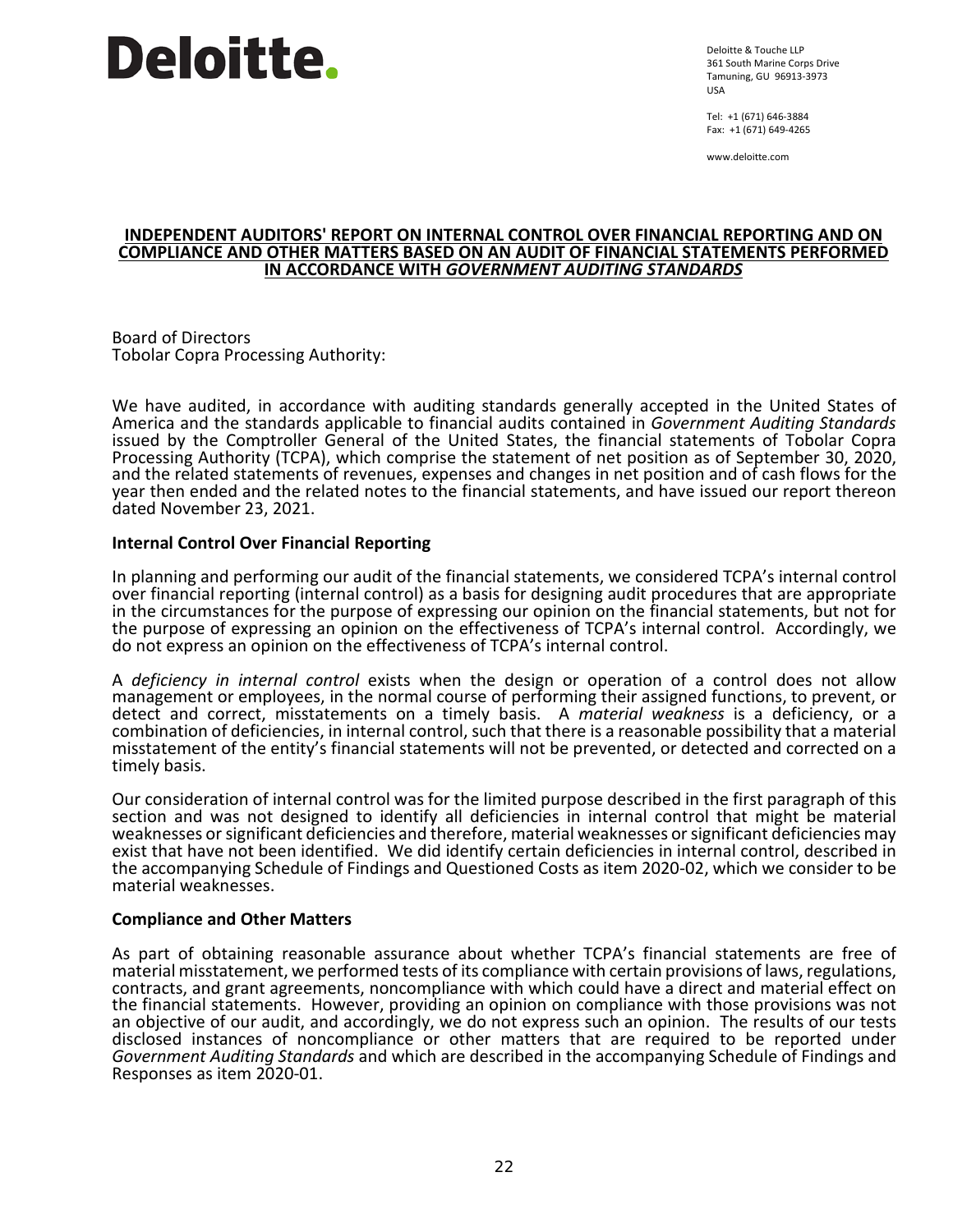Deloitte.

Deloitte & Touche LLP
361 South Marine Corps Drive
Tamuning, GU 96913-3973
USA

Tel: +1 (671) 646-3884
Fax: +1 (671) 649-4265

www.deloitte.com

## INDEPENDENT AUDITORS' REPORT ON INTERNAL CONTROL OVER FINANCIAL REPORTING AND ON COMPLIANCE AND OTHER MATTERS BASED ON AN AUDIT OF FINANCIAL STATEMENTS PERFORMED IN ACCORDANCE WITH *GOVERNMENT AUDITING STANDARDS*

Board of Directors
Tobolar Copra Processing Authority:

We have audited, in accordance with auditing standards generally accepted in the United States of America and the standards applicable to financial audits contained in *Government Auditing Standards* issued by the Comptroller General of the United States, the financial statements of Tobolar Copra Processing Authority (TCPA), which comprise the statement of net position as of September 30, 2020, and the related statements of revenues, expenses and changes in net position and of cash flows for the year then ended and the related notes to the financial statements, and have issued our report thereon dated November 23, 2021.

**Internal Control Over Financial Reporting**

In planning and performing our audit of the financial statements, we considered TCPA's internal control over financial reporting (internal control) as a basis for designing audit procedures that are appropriate in the circumstances for the purpose of expressing our opinion on the financial statements, but not for the purpose of expressing an opinion on the effectiveness of TCPA's internal control. Accordingly, we do not express an opinion on the effectiveness of TCPA's internal control.

A *deficiency in internal control* exists when the design or operation of a control does not allow management or employees, in the normal course of performing their assigned functions, to prevent, or detect and correct, misstatements on a timely basis. A *material weakness* is a deficiency, or a combination of deficiencies, in internal control, such that there is a reasonable possibility that a material misstatement of the entity's financial statements will not be prevented, or detected and corrected on a timely basis.

Our consideration of internal control was for the limited purpose described in the first paragraph of this section and was not designed to identify all deficiencies in internal control that might be material weaknesses or significant deficiencies and therefore, material weaknesses or significant deficiencies may exist that have not been identified. We did identify certain deficiencies in internal control, described in the accompanying Schedule of Findings and Questioned Costs as item 2020-02, which we consider to be material weaknesses.

**Compliance and Other Matters**

As part of obtaining reasonable assurance about whether TCPA's financial statements are free of material misstatement, we performed tests of its compliance with certain provisions of laws, regulations, contracts, and grant agreements, noncompliance with which could have a direct and material effect on the financial statements. However, providing an opinion on compliance with those provisions was not an objective of our audit, and accordingly, we do not express such an opinion. The results of our tests disclosed instances of noncompliance or other matters that are required to be reported under *Government Auditing Standards* and which are described in the accompanying Schedule of Findings and Responses as item 2020-01.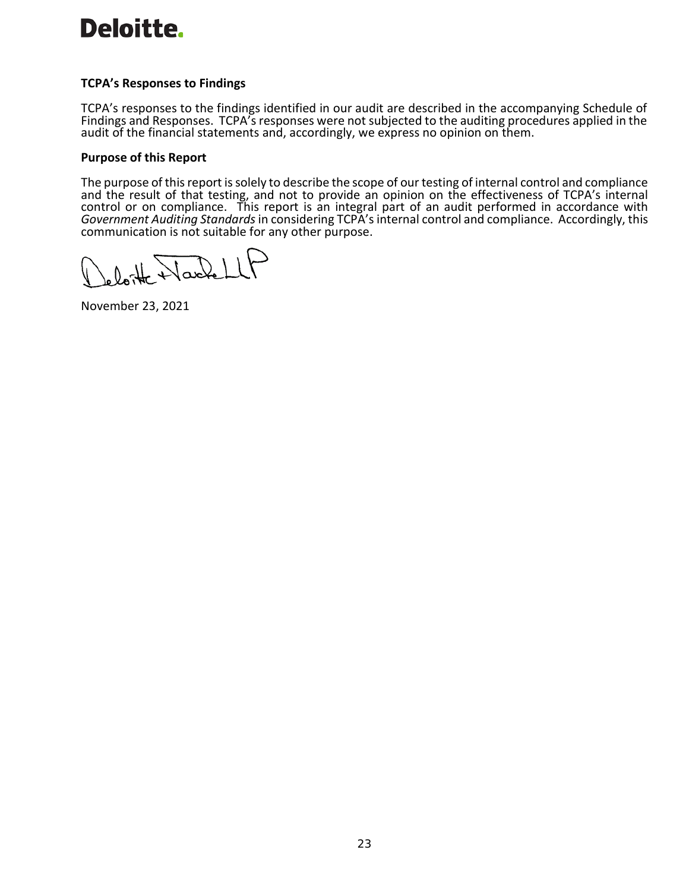**TCPA's Responses to Findings**

TCPA's responses to the findings identified in our audit are described in the accompanying Schedule of Findings and Responses. TCPA's responses were not subjected to the auditing procedures applied in the audit of the financial statements and, accordingly, we express no opinion on them.

**Purpose of this Report**

The purpose of this report is solely to describe the scope of our testing of internal control and compliance and the result of that testing, and not to provide an opinion on the effectiveness of TCPA's internal control or on compliance. This report is an integral part of an audit performed in accordance with *Government Auditing Standards* in considering TCPA's internal control and compliance. Accordingly, this communication is not suitable for any other purpose.

Deloitte & Touche LLP

November 23, 2021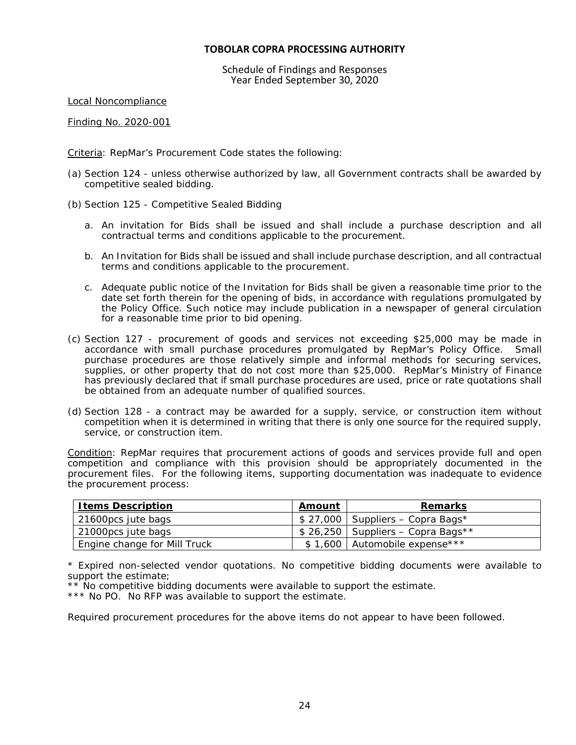# TOBOLAR COPRA PROCESSING AUTHORITY

Schedule of Findings and Responses
Year Ended September 30, 2020

Local Noncompliance

Finding No. 2020-001

Criteria: RepMar's Procurement Code states the following:

(a) Section 124 - unless otherwise authorized by law, all Government contracts shall be awarded by competitive sealed bidding.

(b) Section 125 - Competitive Sealed Bidding

   a. An invitation for Bids shall be issued and shall include a purchase description and all contractual terms and conditions applicable to the procurement.

   b. An Invitation for Bids shall be issued and shall include purchase description, and all contractual terms and conditions applicable to the procurement.

   c. Adequate public notice of the Invitation for Bids shall be given a reasonable time prior to the date set forth therein for the opening of bids, in accordance with regulations promulgated by the Policy Office. Such notice may include publication in a newspaper of general circulation for a reasonable time prior to bid opening.

(c) Section 127 - procurement of goods and services not exceeding $25,000 may be made in accordance with small purchase procedures promulgated by RepMar's Policy Office. Small purchase procedures are those relatively simple and informal methods for securing services, supplies, or other property that do not cost more than $25,000. RepMar's Ministry of Finance has previously declared that if small purchase procedures are used, price or rate quotations shall be obtained from an adequate number of qualified sources.

(d) Section 128 - a contract may be awarded for a supply, service, or construction item without competition when it is determined in writing that there is only one source for the required supply, service, or construction item.

Condition: RepMar requires that procurement actions of goods and services provide full and open competition and compliance with this provision should be appropriately documented in the procurement files. For the following items, supporting documentation was inadequate to evidence the procurement process:

| Items Description | Amount | Remarks |
|---|---|---|
| 21600pcs jute bags | $ 27,000 | Suppliers – Copra Bags* |
| 21000pcs jute bags | $ 26,250 | Suppliers – Copra Bags** |
| Engine change for Mill Truck | $ 1,600 | Automobile expense*** |

* Expired non-selected vendor quotations. No competitive bidding documents were available to support the estimate;

** No competitive bidding documents were available to support the estimate.

*** No PO. No RFP was available to support the estimate.

Required procurement procedures for the above items do not appear to have been followed.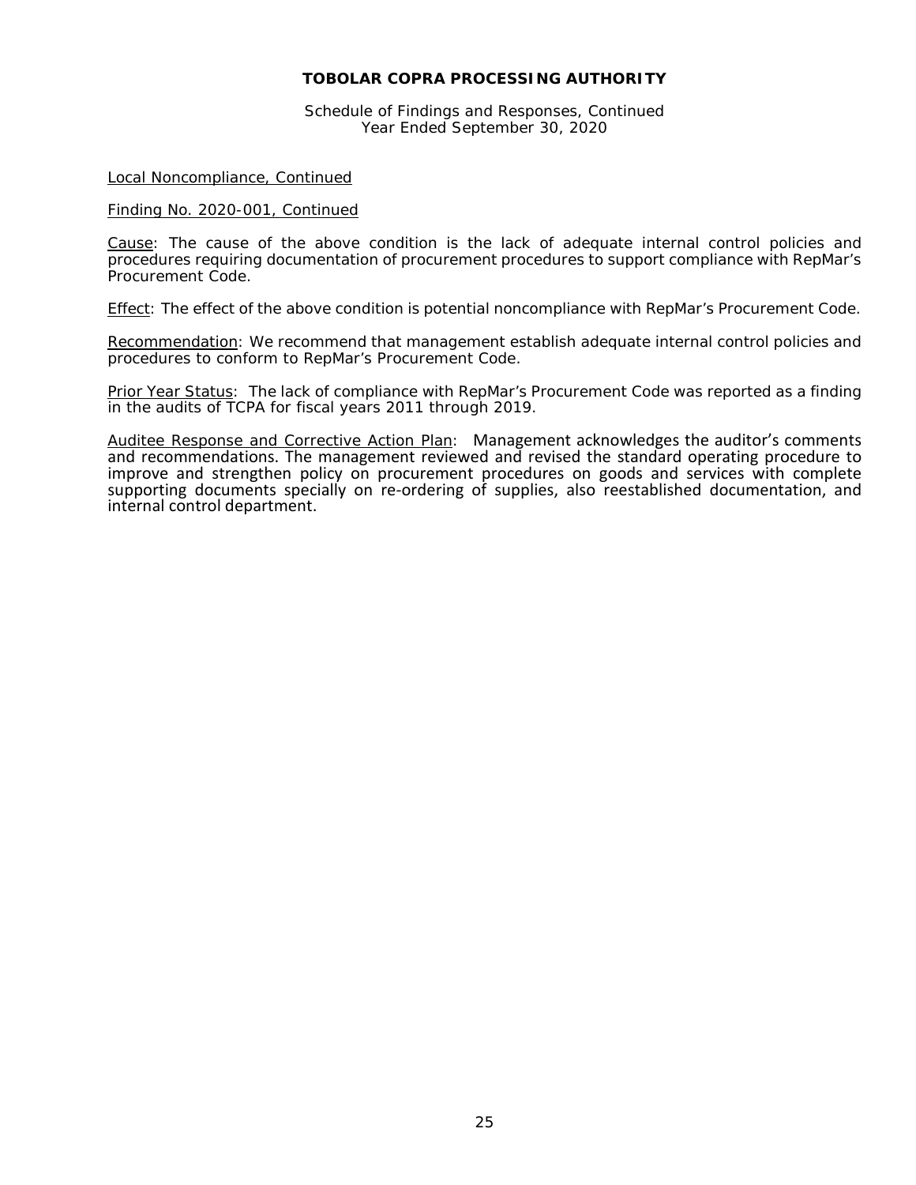**TOBOLAR COPRA PROCESSING AUTHORITY**

Schedule of Findings and Responses, Continued
Year Ended September 30, 2020

Local Noncompliance, Continued

Finding No. 2020-001, Continued

Cause: The cause of the above condition is the lack of adequate internal control policies and procedures requiring documentation of procurement procedures to support compliance with RepMar's Procurement Code.

Effect: The effect of the above condition is potential noncompliance with RepMar's Procurement Code.

Recommendation: We recommend that management establish adequate internal control policies and procedures to conform to RepMar's Procurement Code.

Prior Year Status: The lack of compliance with RepMar's Procurement Code was reported as a finding in the audits of TCPA for fiscal years 2011 through 2019.

Auditee Response and Corrective Action Plan: Management acknowledges the auditor's comments and recommendations. The management reviewed and revised the standard operating procedure to improve and strengthen policy on procurement procedures on goods and services with complete supporting documents specially on re-ordering of supplies, also reestablished documentation, and internal control department.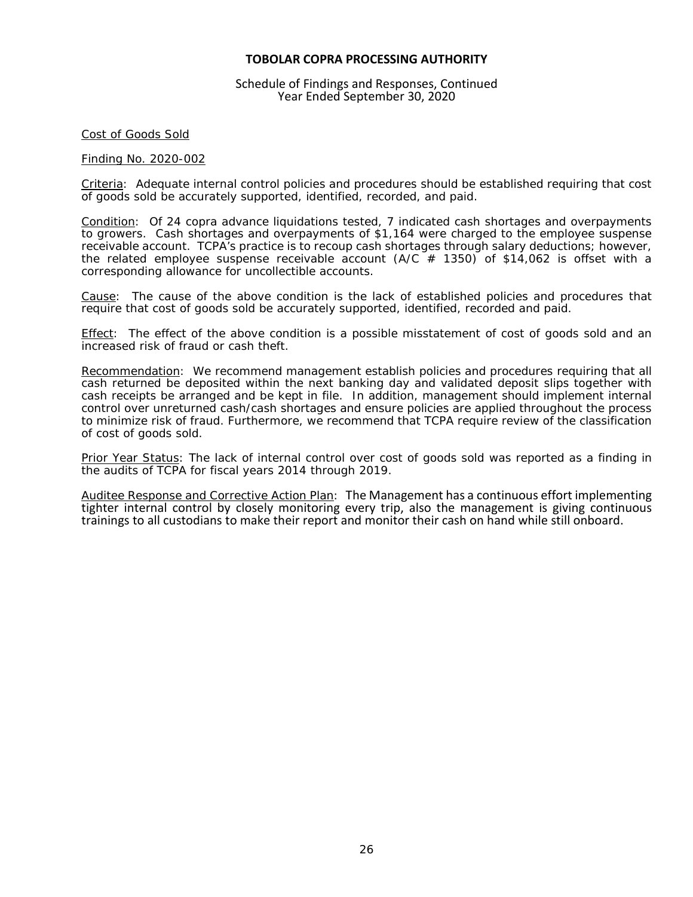# TOBOLAR COPRA PROCESSING AUTHORITY

Schedule of Findings and Responses, Continued
Year Ended September 30, 2020

Cost of Goods Sold

Finding No. 2020-002

Criteria: Adequate internal control policies and procedures should be established requiring that cost of goods sold be accurately supported, identified, recorded, and paid.

Condition: Of 24 copra advance liquidations tested, 7 indicated cash shortages and overpayments to growers. Cash shortages and overpayments of $1,164 were charged to the employee suspense receivable account. TCPA's practice is to recoup cash shortages through salary deductions; however, the related employee suspense receivable account (A/C # 1350) of $14,062 is offset with a corresponding allowance for uncollectible accounts.

Cause: The cause of the above condition is the lack of established policies and procedures that require that cost of goods sold be accurately supported, identified, recorded and paid.

Effect: The effect of the above condition is a possible misstatement of cost of goods sold and an increased risk of fraud or cash theft.

Recommendation: We recommend management establish policies and procedures requiring that all cash returned be deposited within the next banking day and validated deposit slips together with cash receipts be arranged and be kept in file. In addition, management should implement internal control over unreturned cash/cash shortages and ensure policies are applied throughout the process to minimize risk of fraud. Furthermore, we recommend that TCPA require review of the classification of cost of goods sold.

Prior Year Status: The lack of internal control over cost of goods sold was reported as a finding in the audits of TCPA for fiscal years 2014 through 2019.

Auditee Response and Corrective Action Plan: The Management has a continuous effort implementing tighter internal control by closely monitoring every trip, also the management is giving continuous trainings to all custodians to make their report and monitor their cash on hand while still onboard.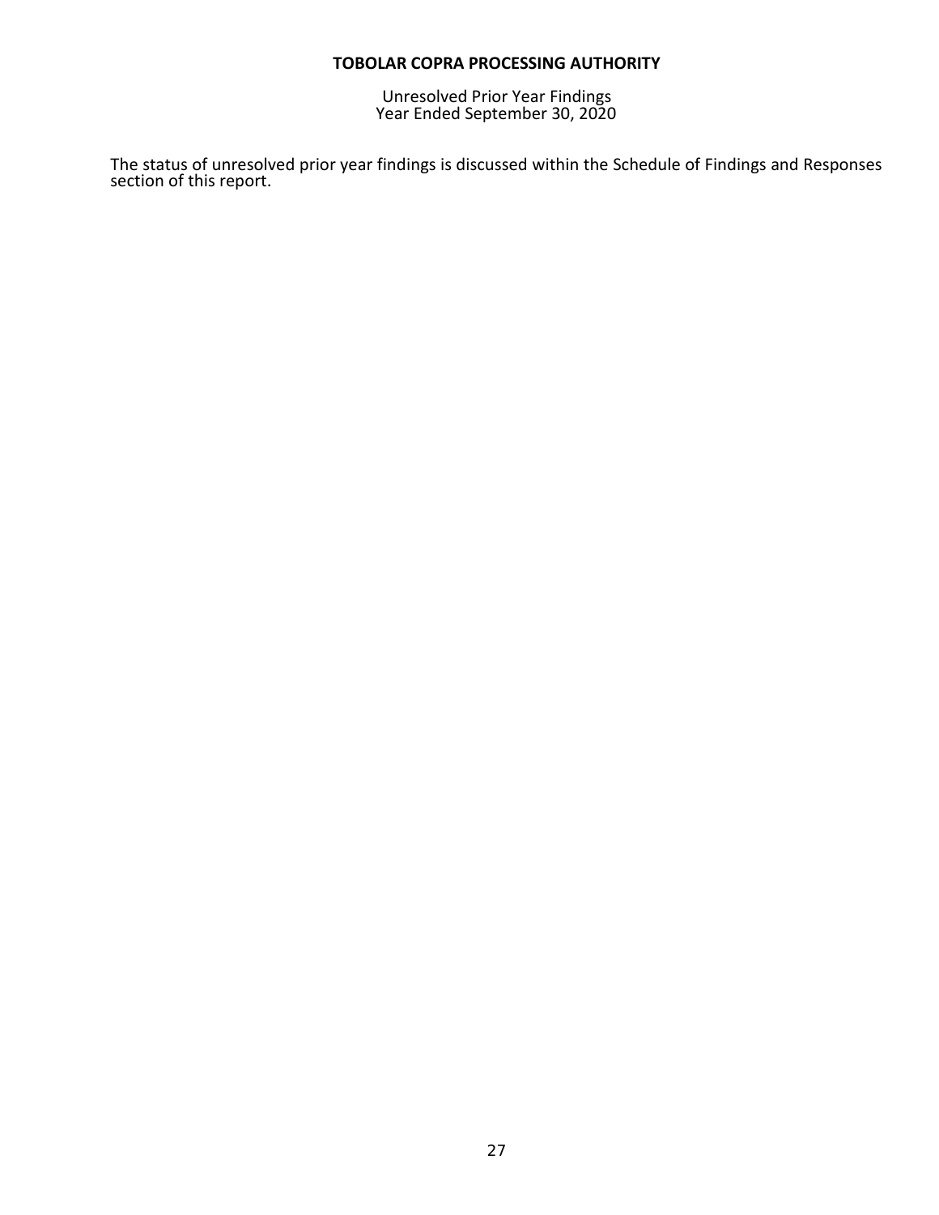# TOBOLAR COPRA PROCESSING AUTHORITY

Unresolved Prior Year Findings
Year Ended September 30, 2020

The status of unresolved prior year findings is discussed within the Schedule of Findings and Responses section of this report.